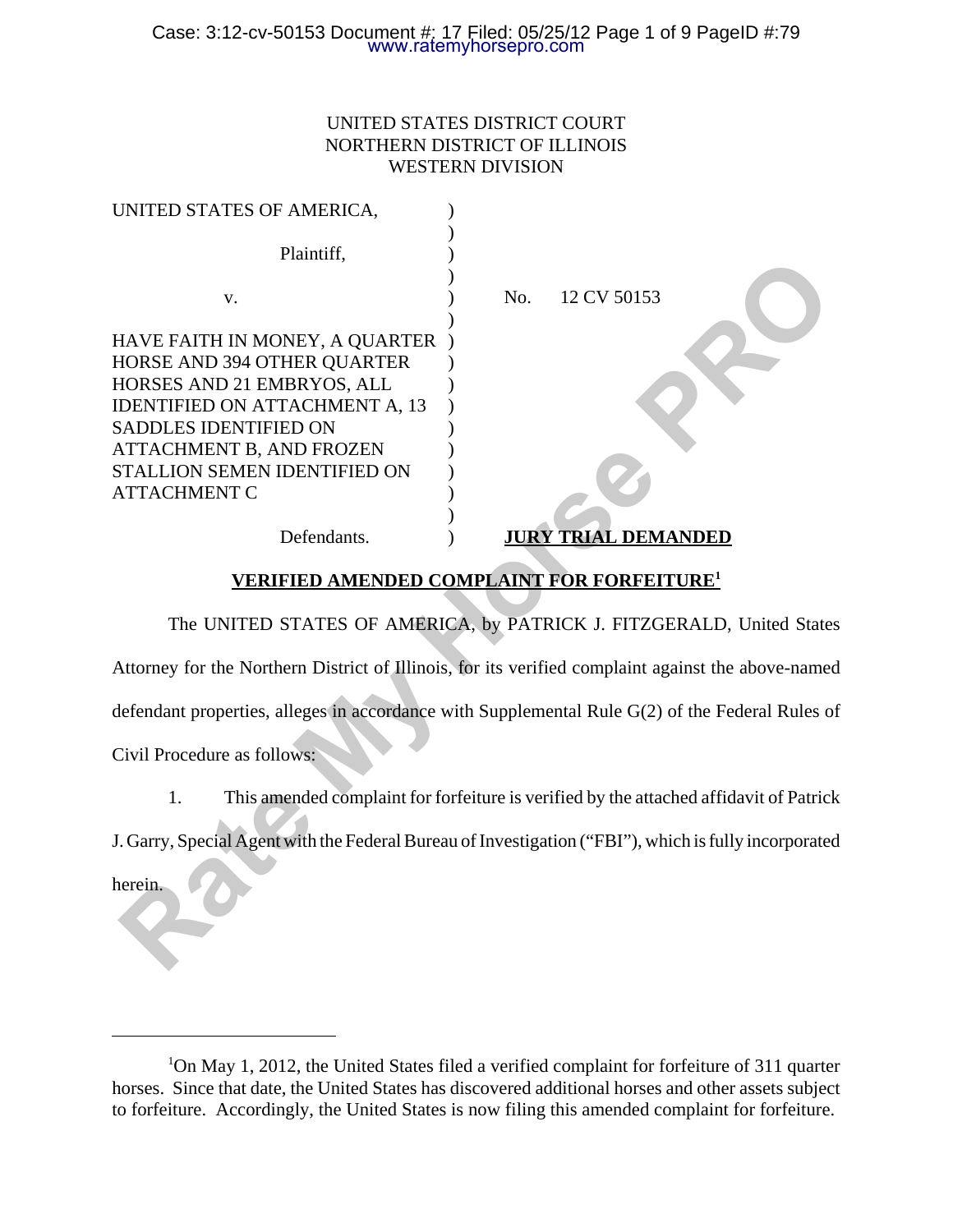UNITED STATES DISTRICT COURT
NORTHERN DISTRICT OF ILLINOIS
WESTERN DIVISION

| | | |
|---|---|---|
| UNITED STATES OF AMERICA, | ) | |
| Plaintiff, | ) | |
| v. | ) | No. 12 CV 50153 |
| HAVE FAITH IN MONEY, A QUARTER HORSE AND 394 OTHER QUARTER HORSES AND 21 EMBRYOS, ALL IDENTIFIED ON ATTACHMENT A, 13 SADDLES IDENTIFIED ON ATTACHMENT B, AND FROZEN STALLION SEMEN IDENTIFIED ON ATTACHMENT C | ) | |
| Defendants. | ) | **JURY TRIAL DEMANDED** |

## VERIFIED AMENDED COMPLAINT FOR FORFEITURE[1]

The UNITED STATES OF AMERICA, by PATRICK J. FITZGERALD, United States Attorney for the Northern District of Illinois, for its verified complaint against the above-named defendant properties, alleges in accordance with Supplemental Rule G(2) of the Federal Rules of Civil Procedure as follows:

1. This amended complaint for forfeiture is verified by the attached affidavit of Patrick J. Garry, Special Agent with the Federal Bureau of Investigation ("FBI"), which is fully incorporated herein.

---

[1] On May 1, 2012, the United States filed a verified complaint for forfeiture of 311 quarter horses. Since that date, the United States has discovered additional horses and other assets subject to forfeiture. Accordingly, the United States is now filing this amended complaint for forfeiture.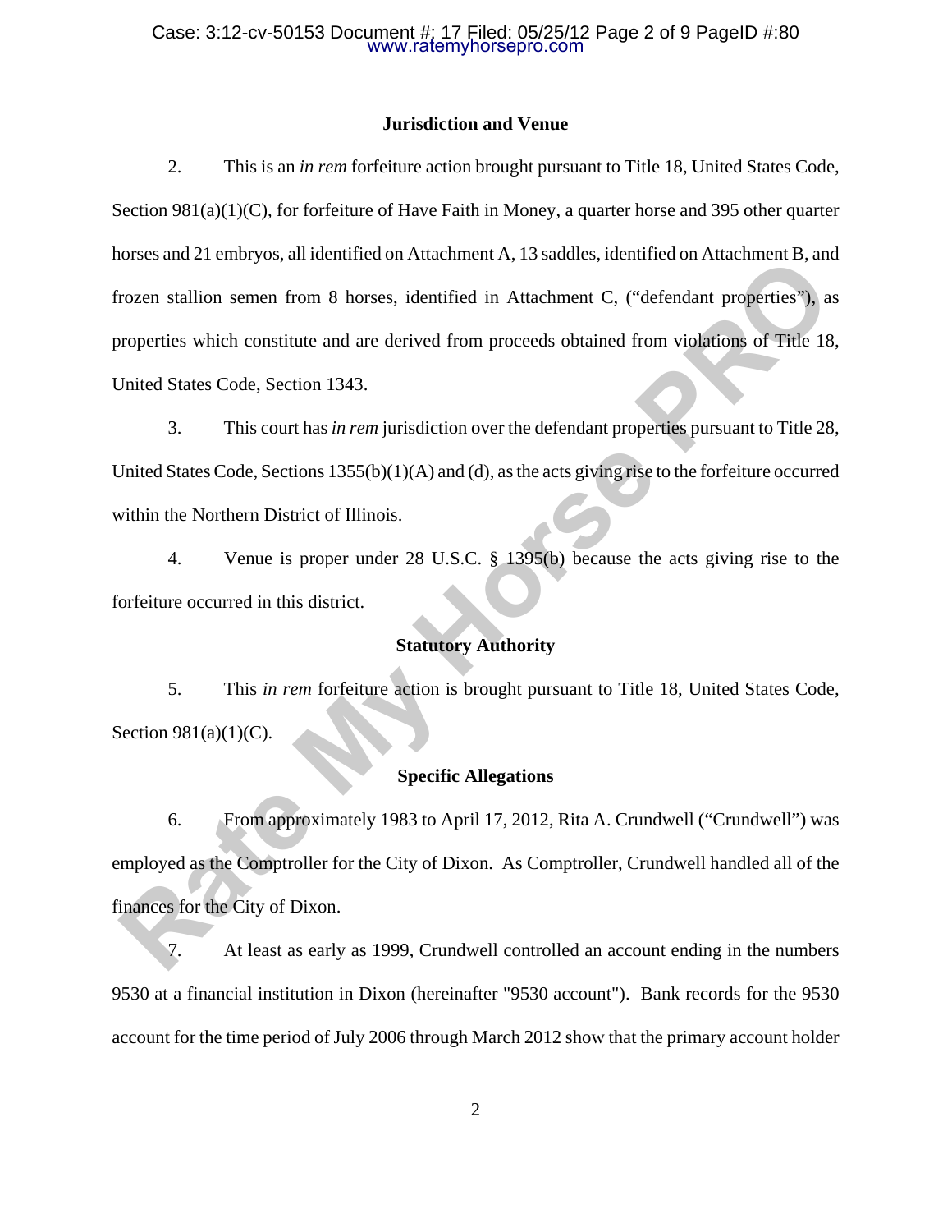## Jurisdiction and Venue

2. This is an *in rem* forfeiture action brought pursuant to Title 18, United States Code, Section 981(a)(1)(C), for forfeiture of Have Faith in Money, a quarter horse and 395 other quarter horses and 21 embryos, all identified on Attachment A, 13 saddles, identified on Attachment B, and frozen stallion semen from 8 horses, identified in Attachment C, ("defendant properties"), as properties which constitute and are derived from proceeds obtained from violations of Title 18, United States Code, Section 1343.

3. This court has *in rem* jurisdiction over the defendant properties pursuant to Title 28, United States Code, Sections 1355(b)(1)(A) and (d), as the acts giving rise to the forfeiture occurred within the Northern District of Illinois.

4. Venue is proper under 28 U.S.C. § 1395(b) because the acts giving rise to the forfeiture occurred in this district.

## Statutory Authority

5. This *in rem* forfeiture action is brought pursuant to Title 18, United States Code, Section 981(a)(1)(C).

## Specific Allegations

6. From approximately 1983 to April 17, 2012, Rita A. Crundwell ("Crundwell") was employed as the Comptroller for the City of Dixon. As Comptroller, Crundwell handled all of the finances for the City of Dixon.

7. At least as early as 1999, Crundwell controlled an account ending in the numbers 9530 at a financial institution in Dixon (hereinafter "9530 account"). Bank records for the 9530 account for the time period of July 2006 through March 2012 show that the primary account holder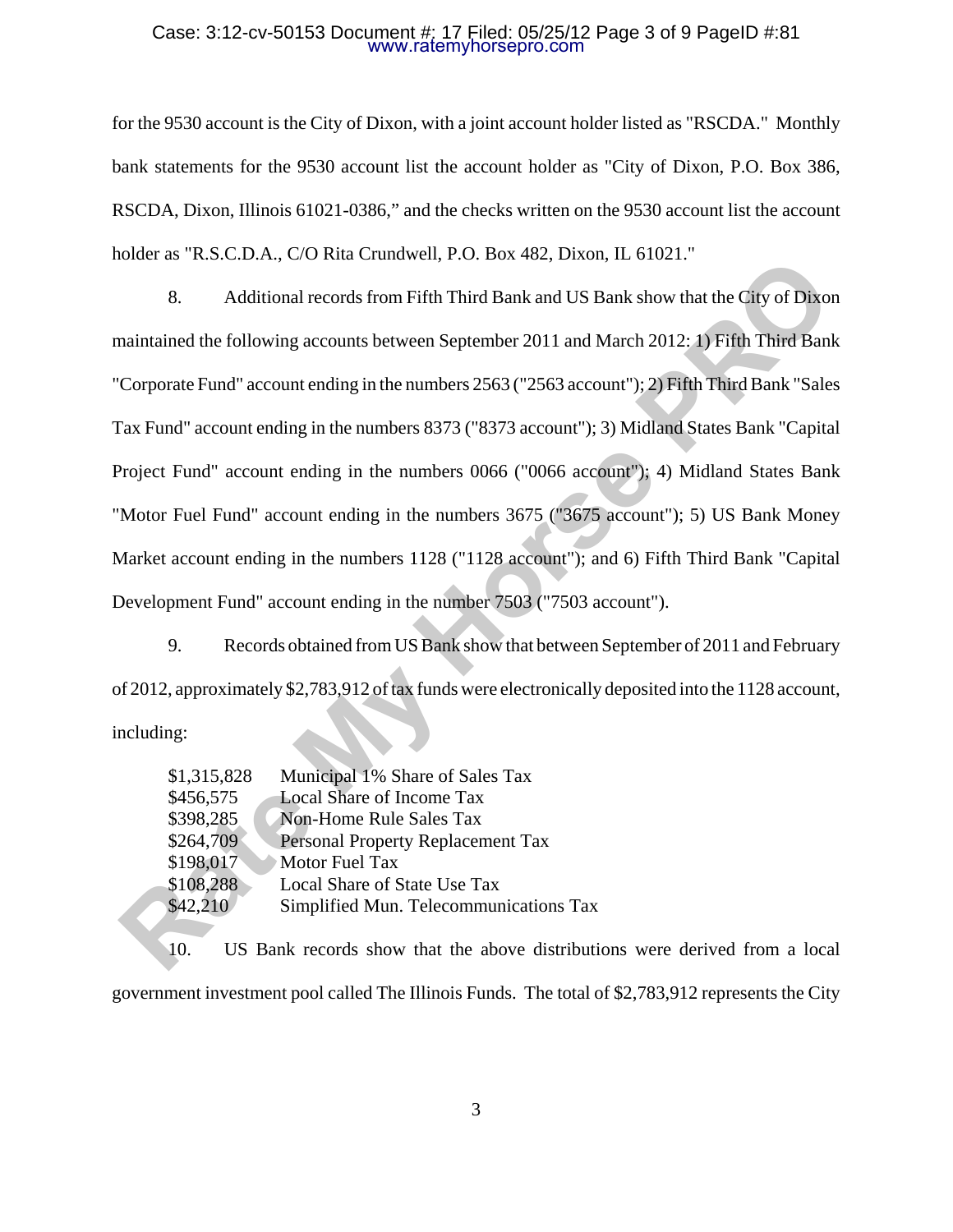for the 9530 account is the City of Dixon, with a joint account holder listed as "RSCDA." Monthly bank statements for the 9530 account list the account holder as "City of Dixon, P.O. Box 386, RSCDA, Dixon, Illinois 61021-0386," and the checks written on the 9530 account list the account holder as "R.S.C.D.A., C/O Rita Crundwell, P.O. Box 482, Dixon, IL 61021."

8. Additional records from Fifth Third Bank and US Bank show that the City of Dixon maintained the following accounts between September 2011 and March 2012: 1) Fifth Third Bank "Corporate Fund" account ending in the numbers 2563 ("2563 account"); 2) Fifth Third Bank "Sales Tax Fund" account ending in the numbers 8373 ("8373 account"); 3) Midland States Bank "Capital Project Fund" account ending in the numbers 0066 ("0066 account"); 4) Midland States Bank "Motor Fuel Fund" account ending in the numbers 3675 ("3675 account"); 5) US Bank Money Market account ending in the numbers 1128 ("1128 account"); and 6) Fifth Third Bank "Capital Development Fund" account ending in the number 7503 ("7503 account").

9. Records obtained from US Bank show that between September of 2011 and February of 2012, approximately $2,783,912 of tax funds were electronically deposited into the 1128 account, including:

| | |
|---|---|
| $1,315,828 | Municipal 1% Share of Sales Tax |
| $456,575 | Local Share of Income Tax |
| $398,285 | Non-Home Rule Sales Tax |
| $264,709 | Personal Property Replacement Tax |
| $198,017 | Motor Fuel Tax |
| $108,288 | Local Share of State Use Tax |
| $42,210 | Simplified Mun. Telecommunications Tax |

10. US Bank records show that the above distributions were derived from a local government investment pool called The Illinois Funds. The total of $2,783,912 represents the City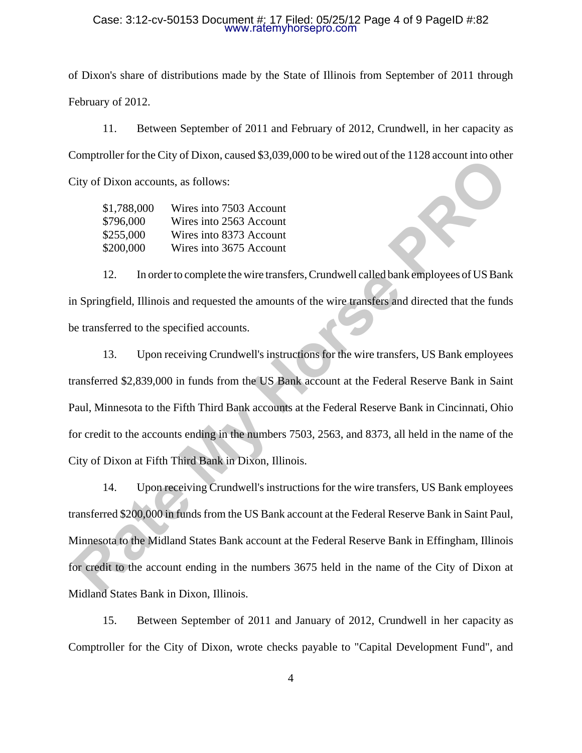of Dixon's share of distributions made by the State of Illinois from September of 2011 through February of 2012.

11. Between September of 2011 and February of 2012, Crundwell, in her capacity as Comptroller for the City of Dixon, caused $3,039,000 to be wired out of the 1128 account into other City of Dixon accounts, as follows:

| | |
|---|---|
| $1,788,000 | Wires into 7503 Account |
| $796,000 | Wires into 2563 Account |
| $255,000 | Wires into 8373 Account |
| $200,000 | Wires into 3675 Account |

12. In order to complete the wire transfers, Crundwell called bank employees of US Bank in Springfield, Illinois and requested the amounts of the wire transfers and directed that the funds be transferred to the specified accounts.

13. Upon receiving Crundwell's instructions for the wire transfers, US Bank employees transferred $2,839,000 in funds from the US Bank account at the Federal Reserve Bank in Saint Paul, Minnesota to the Fifth Third Bank accounts at the Federal Reserve Bank in Cincinnati, Ohio for credit to the accounts ending in the numbers 7503, 2563, and 8373, all held in the name of the City of Dixon at Fifth Third Bank in Dixon, Illinois.

14. Upon receiving Crundwell's instructions for the wire transfers, US Bank employees transferred $200,000 in funds from the US Bank account at the Federal Reserve Bank in Saint Paul, Minnesota to the Midland States Bank account at the Federal Reserve Bank in Effingham, Illinois for credit to the account ending in the numbers 3675 held in the name of the City of Dixon at Midland States Bank in Dixon, Illinois.

15. Between September of 2011 and January of 2012, Crundwell in her capacity as Comptroller for the City of Dixon, wrote checks payable to "Capital Development Fund", and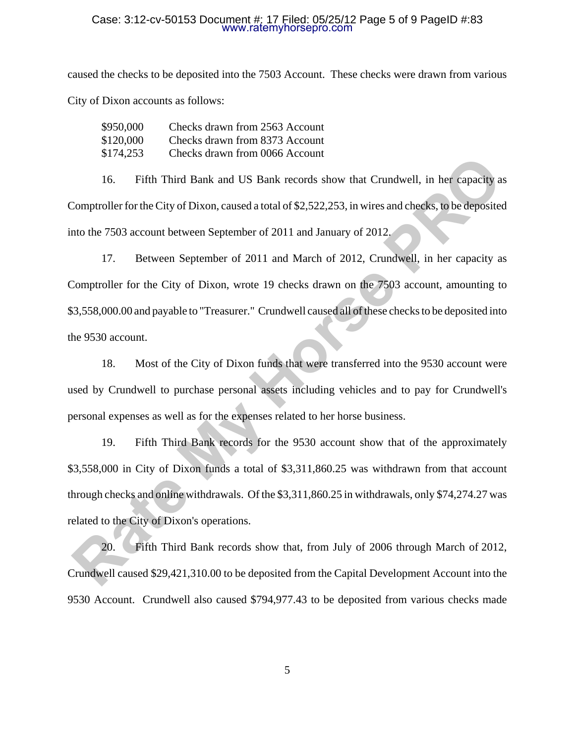caused the checks to be deposited into the 7503 Account. These checks were drawn from various City of Dixon accounts as follows:

| | |
|---|---|
| $950,000 | Checks drawn from 2563 Account |
| $120,000 | Checks drawn from 8373 Account |
| $174,253 | Checks drawn from 0066 Account |

16. Fifth Third Bank and US Bank records show that Crundwell, in her capacity as Comptroller for the City of Dixon, caused a total of $2,522,253, in wires and checks, to be deposited into the 7503 account between September of 2011 and January of 2012.

17. Between September of 2011 and March of 2012, Crundwell, in her capacity as Comptroller for the City of Dixon, wrote 19 checks drawn on the 7503 account, amounting to $3,558,000.00 and payable to "Treasurer." Crundwell caused all of these checks to be deposited into the 9530 account.

18. Most of the City of Dixon funds that were transferred into the 9530 account were used by Crundwell to purchase personal assets including vehicles and to pay for Crundwell's personal expenses as well as for the expenses related to her horse business.

19. Fifth Third Bank records for the 9530 account show that of the approximately $3,558,000 in City of Dixon funds a total of $3,311,860.25 was withdrawn from that account through checks and online withdrawals. Of the $3,311,860.25 in withdrawals, only $74,274.27 was related to the City of Dixon's operations.

20. Fifth Third Bank records show that, from July of 2006 through March of 2012, Crundwell caused $29,421,310.00 to be deposited from the Capital Development Account into the 9530 Account. Crundwell also caused $794,977.43 to be deposited from various checks made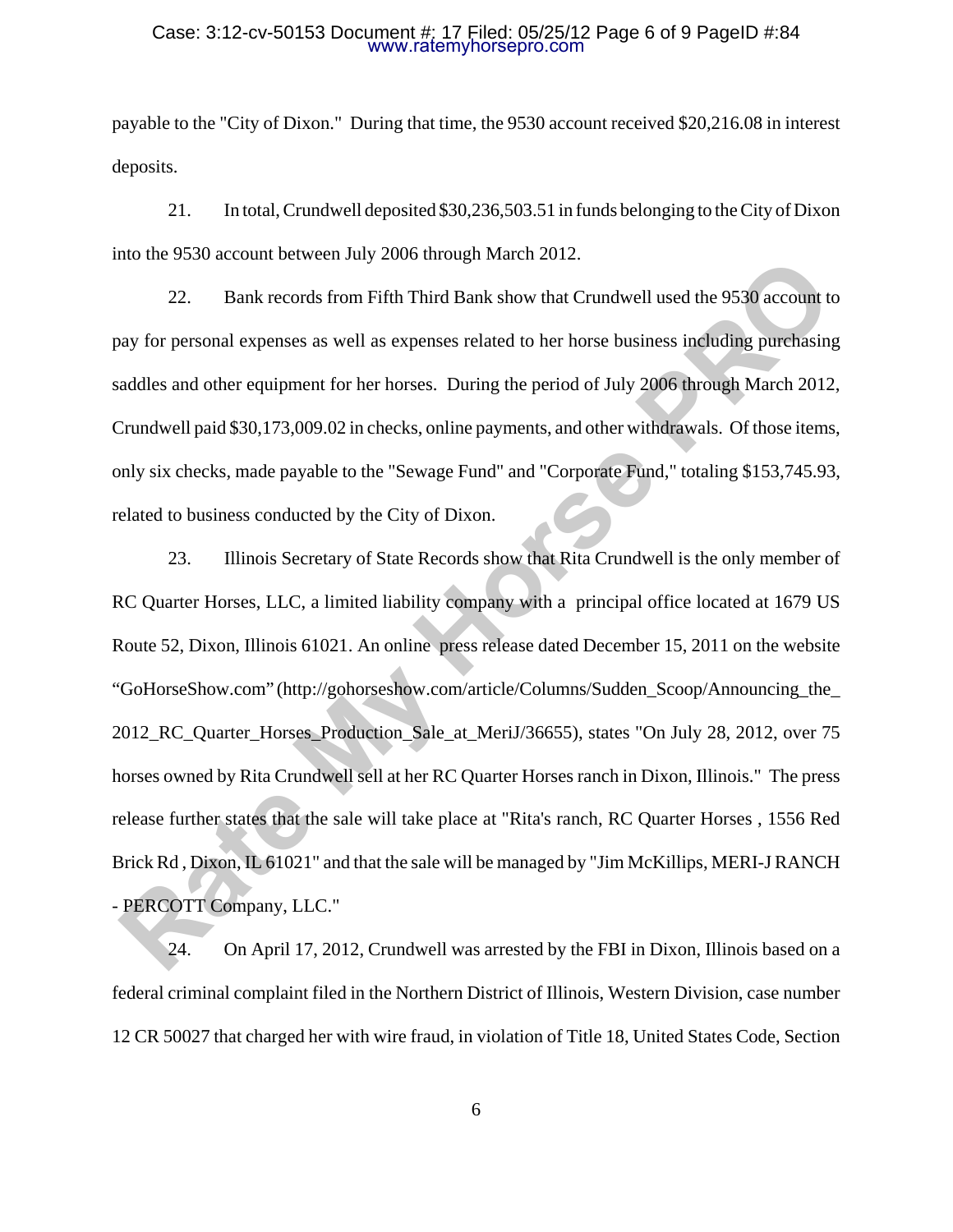payable to the "City of Dixon." During that time, the 9530 account received $20,216.08 in interest deposits.

21. In total, Crundwell deposited $30,236,503.51 in funds belonging to the City of Dixon into the 9530 account between July 2006 through March 2012.

22. Bank records from Fifth Third Bank show that Crundwell used the 9530 account to pay for personal expenses as well as expenses related to her horse business including purchasing saddles and other equipment for her horses. During the period of July 2006 through March 2012, Crundwell paid $30,173,009.02 in checks, online payments, and other withdrawals. Of those items, only six checks, made payable to the "Sewage Fund" and "Corporate Fund," totaling $153,745.93, related to business conducted by the City of Dixon.

23. Illinois Secretary of State Records show that Rita Crundwell is the only member of RC Quarter Horses, LLC, a limited liability company with a principal office located at 1679 US Route 52, Dixon, Illinois 61021. An online press release dated December 15, 2011 on the website "GoHorseShow.com" (http://gohorseshow.com/article/Columns/Sudden_Scoop/Announcing_the_2012_RC_Quarter_Horses_Production_Sale_at_MeriJ/36655), states "On July 28, 2012, over 75 horses owned by Rita Crundwell sell at her RC Quarter Horses ranch in Dixon, Illinois." The press release further states that the sale will take place at "Rita's ranch, RC Quarter Horses , 1556 Red Brick Rd , Dixon, IL 61021" and that the sale will be managed by "Jim McKillips, MERI-J RANCH - PERCOTT Company, LLC."

24. On April 17, 2012, Crundwell was arrested by the FBI in Dixon, Illinois based on a federal criminal complaint filed in the Northern District of Illinois, Western Division, case number 12 CR 50027 that charged her with wire fraud, in violation of Title 18, United States Code, Section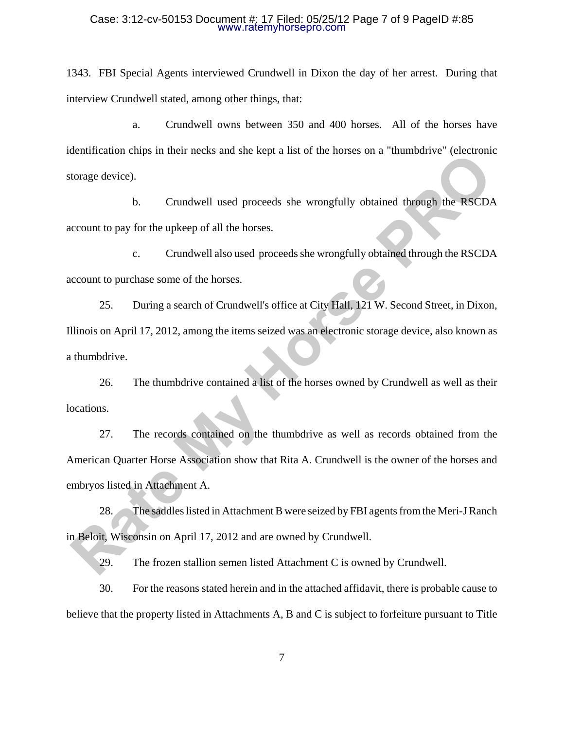1343. FBI Special Agents interviewed Crundwell in Dixon the day of her arrest. During that interview Crundwell stated, among other things, that:

a. Crundwell owns between 350 and 400 horses. All of the horses have identification chips in their necks and she kept a list of the horses on a "thumbdrive" (electronic storage device).

b. Crundwell used proceeds she wrongfully obtained through the RSCDA account to pay for the upkeep of all the horses.

c. Crundwell also used proceeds she wrongfully obtained through the RSCDA account to purchase some of the horses.

25. During a search of Crundwell's office at City Hall, 121 W. Second Street, in Dixon, Illinois on April 17, 2012, among the items seized was an electronic storage device, also known as a thumbdrive.

26. The thumbdrive contained a list of the horses owned by Crundwell as well as their locations.

27. The records contained on the thumbdrive as well as records obtained from the American Quarter Horse Association show that Rita A. Crundwell is the owner of the horses and embryos listed in Attachment A.

28. The saddles listed in Attachment B were seized by FBI agents from the Meri-J Ranch in Beloit, Wisconsin on April 17, 2012 and are owned by Crundwell.

29. The frozen stallion semen listed Attachment C is owned by Crundwell.

30. For the reasons stated herein and in the attached affidavit, there is probable cause to believe that the property listed in Attachments A, B and C is subject to forfeiture pursuant to Title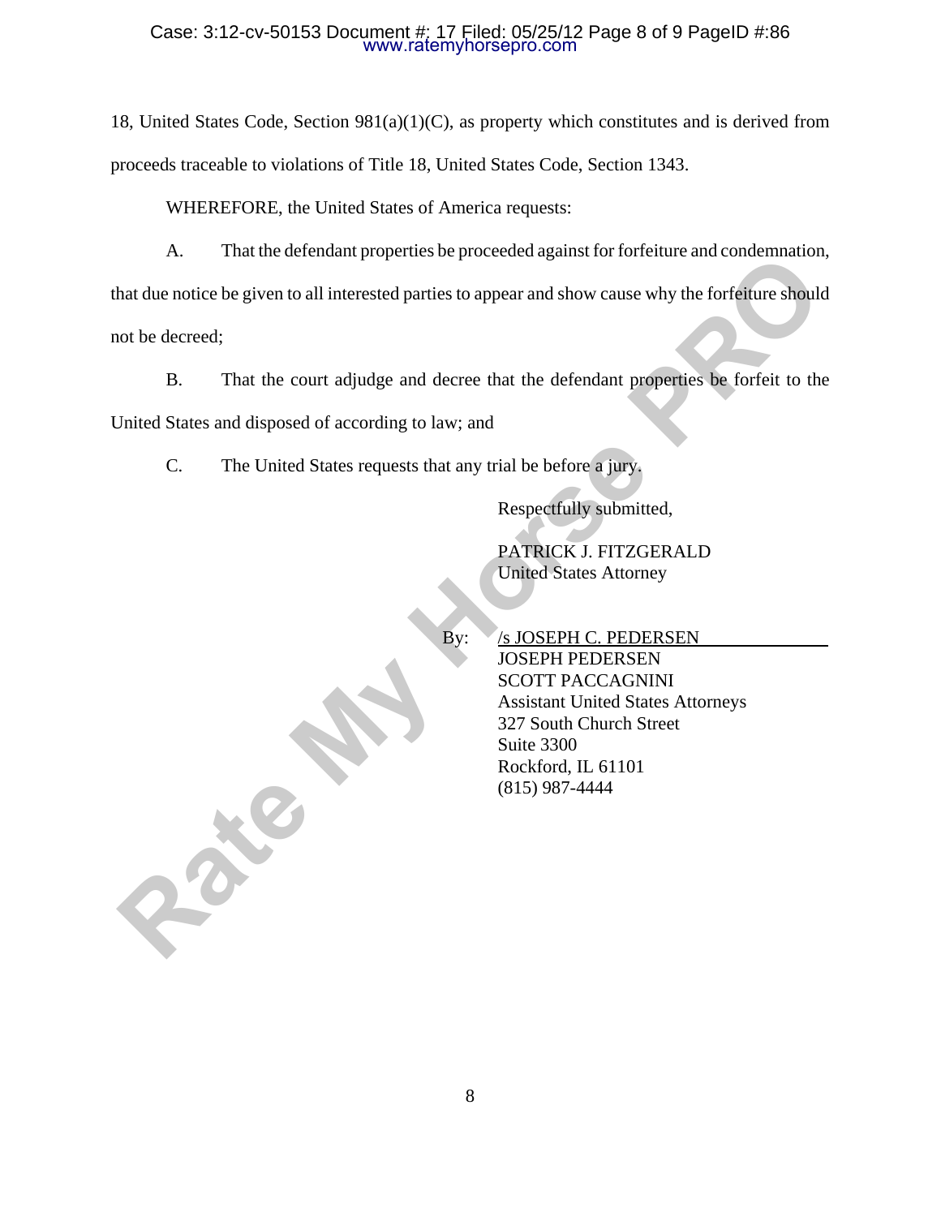18, United States Code, Section 981(a)(1)(C), as property which constitutes and is derived from proceeds traceable to violations of Title 18, United States Code, Section 1343.

WHEREFORE, the United States of America requests:

A. That the defendant properties be proceeded against for forfeiture and condemnation, that due notice be given to all interested parties to appear and show cause why the forfeiture should not be decreed;

B. That the court adjudge and decree that the defendant properties be forfeit to the United States and disposed of according to law; and

C. The United States requests that any trial be before a jury.

Respectfully submitted,

PATRICK J. FITZGERALD
United States Attorney

By: /s JOSEPH C. PEDERSEN
JOSEPH PEDERSEN
SCOTT PACCAGNINI
Assistant United States Attorneys
327 South Church Street
Suite 3300
Rockford, IL 61101
(815) 987-4444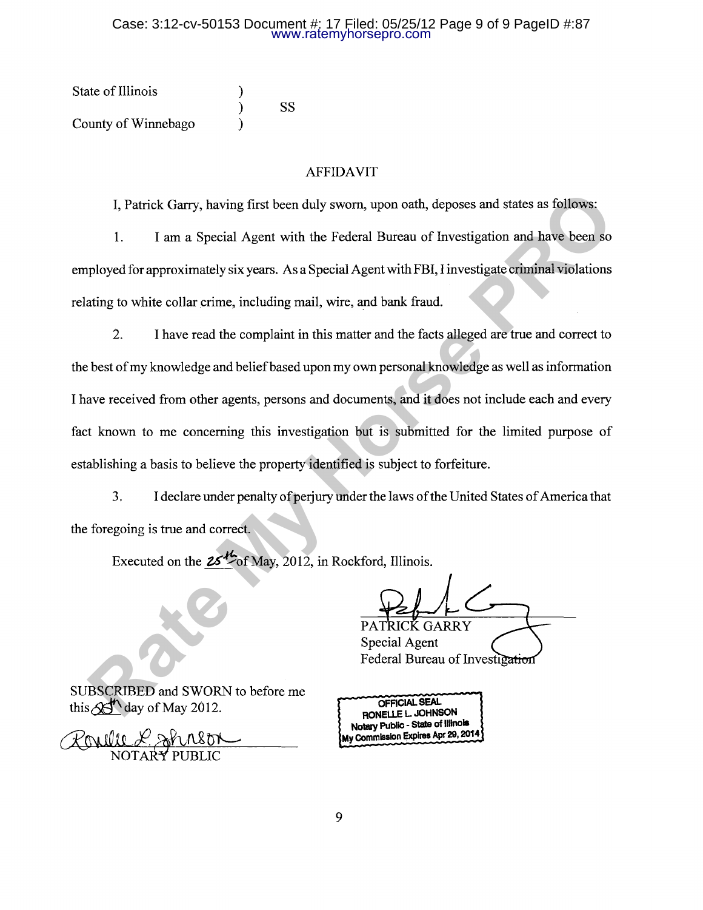State of Illinois )
                  ) SS
County of Winnebago )

## AFFIDAVIT

I, Patrick Garry, having first been duly sworn, upon oath, deposes and states as follows:

1. I am a Special Agent with the Federal Bureau of Investigation and have been so employed for approximately six years. As a Special Agent with FBI, I investigate criminal violations relating to white collar crime, including mail, wire, and bank fraud.

2. I have read the complaint in this matter and the facts alleged are true and correct to the best of my knowledge and belief based upon my own personal knowledge as well as information I have received from other agents, persons and documents, and it does not include each and every fact known to me concerning this investigation but is submitted for the limited purpose of establishing a basis to believe the property identified is subject to forfeiture.

3. I declare under penalty of perjury under the laws of the United States of America that the foregoing is true and correct.

Executed on the 25th of May, 2012, in Rockford, Illinois.

PATRICK GARRY
Special Agent
Federal Bureau of Investigation

SUBSCRIBED and SWORN to before me
this 25th day of May 2012.

Ronelle L. Johnson
NOTARY PUBLIC

OFFICIAL SEAL
RONELLE L. JOHNSON
Notary Public - State of Illinois
My Commission Expires Apr 29, 2014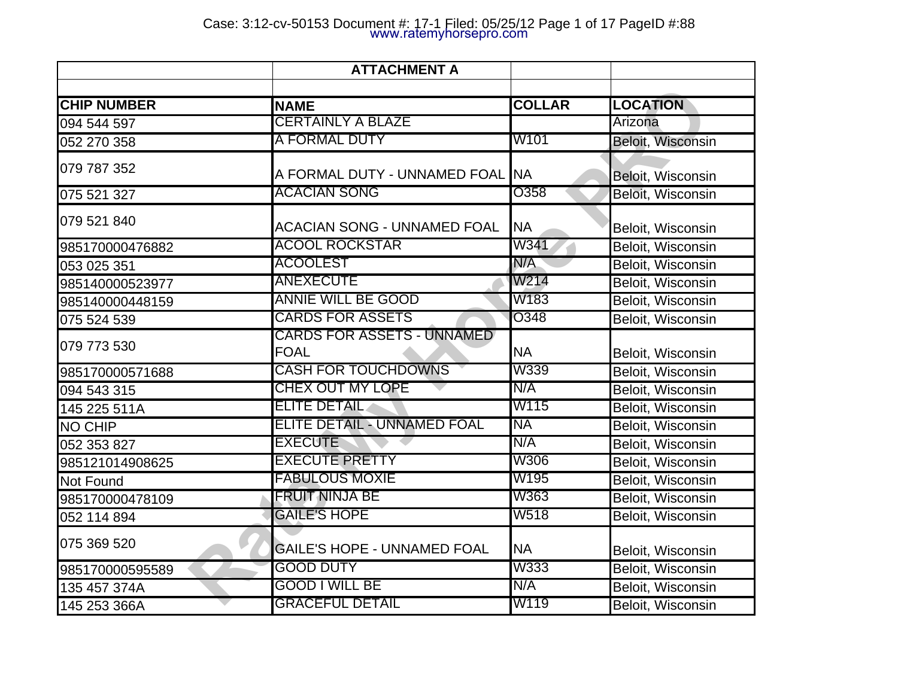| | ATTACHMENT A | | |
|---|---|---|---|
| | | | |
| **CHIP NUMBER** | **NAME** | **COLLAR** | **LOCATION** |
| 094 544 597 | CERTAINLY A BLAZE | | Arizona |
| 052 270 358 | A FORMAL DUTY | W101 | Beloit, Wisconsin |
| 079 787 352 | A FORMAL DUTY - UNNAMED FOAL | NA | Beloit, Wisconsin |
| 075 521 327 | ACACIAN SONG | O358 | Beloit, Wisconsin |
| 079 521 840 | ACACIAN SONG - UNNAMED FOAL | NA | Beloit, Wisconsin |
| 985170000476882 | ACOOL ROCKSTAR | W341 | Beloit, Wisconsin |
| 053 025 351 | ACOOLEST | N/A | Beloit, Wisconsin |
| 985140000523977 | ANEXECUTE | W214 | Beloit, Wisconsin |
| 985140000448159 | ANNIE WILL BE GOOD | W183 | Beloit, Wisconsin |
| 075 524 539 | CARDS FOR ASSETS | O348 | Beloit, Wisconsin |
| 079 773 530 | CARDS FOR ASSETS - UNNAMED FOAL | NA | Beloit, Wisconsin |
| 985170000571688 | CASH FOR TOUCHDOWNS | W339 | Beloit, Wisconsin |
| 094 543 315 | CHEX OUT MY LOPE | N/A | Beloit, Wisconsin |
| 145 225 511A | ELITE DETAIL | W115 | Beloit, Wisconsin |
| NO CHIP | ELITE DETAIL - UNNAMED FOAL | NA | Beloit, Wisconsin |
| 052 353 827 | EXECUTE | N/A | Beloit, Wisconsin |
| 985121014908625 | EXECUTE PRETTY | W306 | Beloit, Wisconsin |
| Not Found | FABULOUS MOXIE | W195 | Beloit, Wisconsin |
| 985170000478109 | FRUIT NINJA BE | W363 | Beloit, Wisconsin |
| 052 114 894 | GAILE'S HOPE | W518 | Beloit, Wisconsin |
| 075 369 520 | GAILE'S HOPE - UNNAMED FOAL | NA | Beloit, Wisconsin |
| 985170000595589 | GOOD DUTY | W333 | Beloit, Wisconsin |
| 135 457 374A | GOOD I WILL BE | N/A | Beloit, Wisconsin |
| 145 253 366A | GRACEFUL DETAIL | W119 | Beloit, Wisconsin |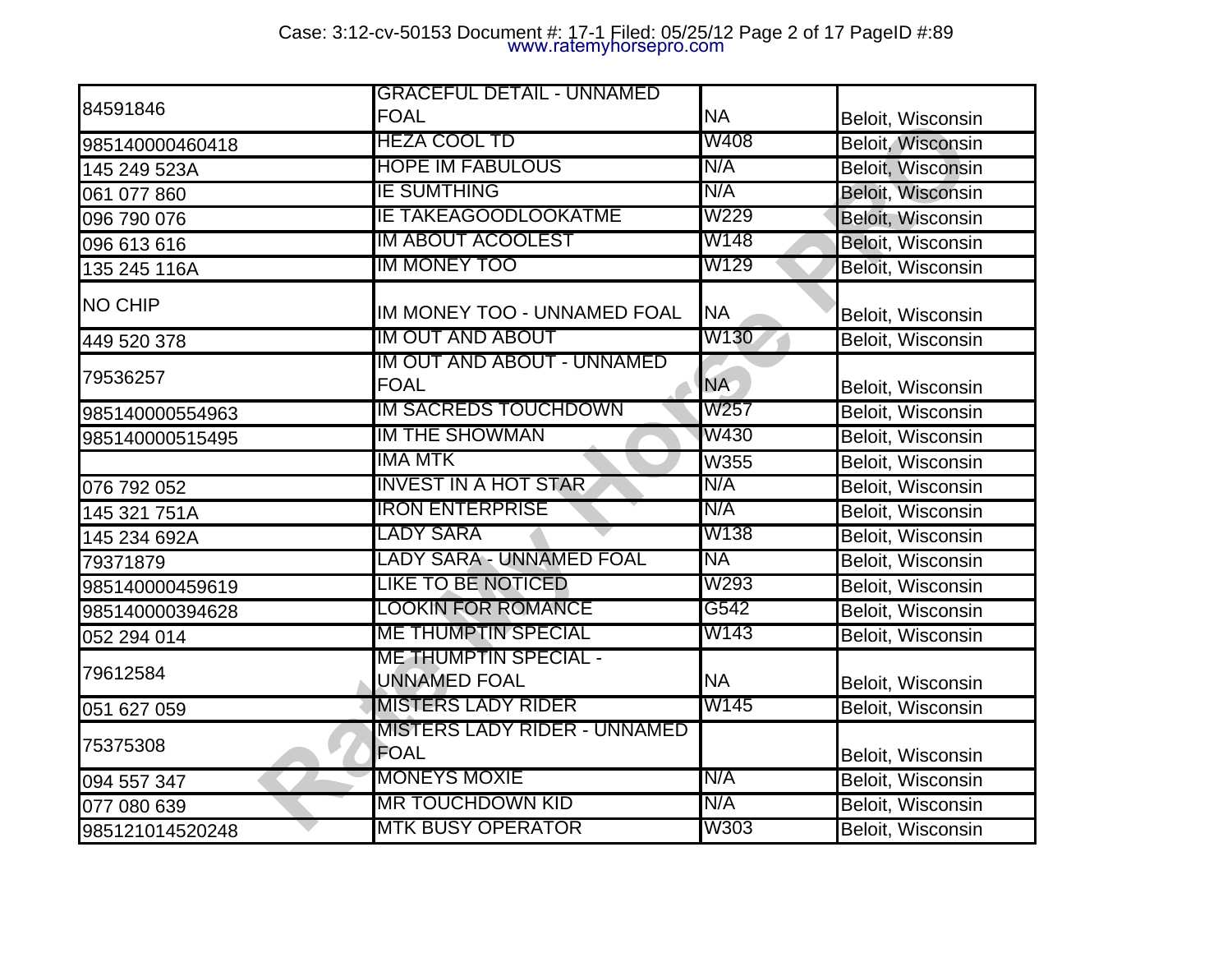| | | | |
|---|---|---|---|
| 84591846 | GRACEFUL DETAIL - UNNAMED FOAL | NA | Beloit, Wisconsin |
| 985140000460418 | HEZA COOL TD | W408 | Beloit, Wisconsin |
| 145 249 523A | HOPE IM FABULOUS | N/A | Beloit, Wisconsin |
| 061 077 860 | IE SUMTHING | N/A | Beloit, Wisconsin |
| 096 790 076 | IE TAKEAGOODLOOKATME | W229 | Beloit, Wisconsin |
| 096 613 616 | IM ABOUT ACOOLEST | W148 | Beloit, Wisconsin |
| 135 245 116A | IM MONEY TOO | W129 | Beloit, Wisconsin |
| NO CHIP | IM MONEY TOO - UNNAMED FOAL | NA | Beloit, Wisconsin |
| 449 520 378 | IM OUT AND ABOUT | W130 | Beloit, Wisconsin |
| 79536257 | IM OUT AND ABOUT - UNNAMED FOAL | NA | Beloit, Wisconsin |
| 985140000554963 | IM SACREDS TOUCHDOWN | W257 | Beloit, Wisconsin |
| 985140000515495 | IM THE SHOWMAN | W430 | Beloit, Wisconsin |
| | IMA MTK | W355 | Beloit, Wisconsin |
| 076 792 052 | INVEST IN A HOT STAR | N/A | Beloit, Wisconsin |
| 145 321 751A | IRON ENTERPRISE | N/A | Beloit, Wisconsin |
| 145 234 692A | LADY SARA | W138 | Beloit, Wisconsin |
| 79371879 | LADY SARA - UNNAMED FOAL | NA | Beloit, Wisconsin |
| 985140000459619 | LIKE TO BE NOTICED | W293 | Beloit, Wisconsin |
| 985140000394628 | LOOKIN FOR ROMANCE | G542 | Beloit, Wisconsin |
| 052 294 014 | ME THUMPTIN SPECIAL | W143 | Beloit, Wisconsin |
| 79612584 | ME THUMPTIN SPECIAL - UNNAMED FOAL | NA | Beloit, Wisconsin |
| 051 627 059 | MISTERS LADY RIDER | W145 | Beloit, Wisconsin |
| 75375308 | MISTERS LADY RIDER - UNNAMED FOAL | | Beloit, Wisconsin |
| 094 557 347 | MONEYS MOXIE | N/A | Beloit, Wisconsin |
| 077 080 639 | MR TOUCHDOWN KID | N/A | Beloit, Wisconsin |
| 985121014520248 | MTK BUSY OPERATOR | W303 | Beloit, Wisconsin |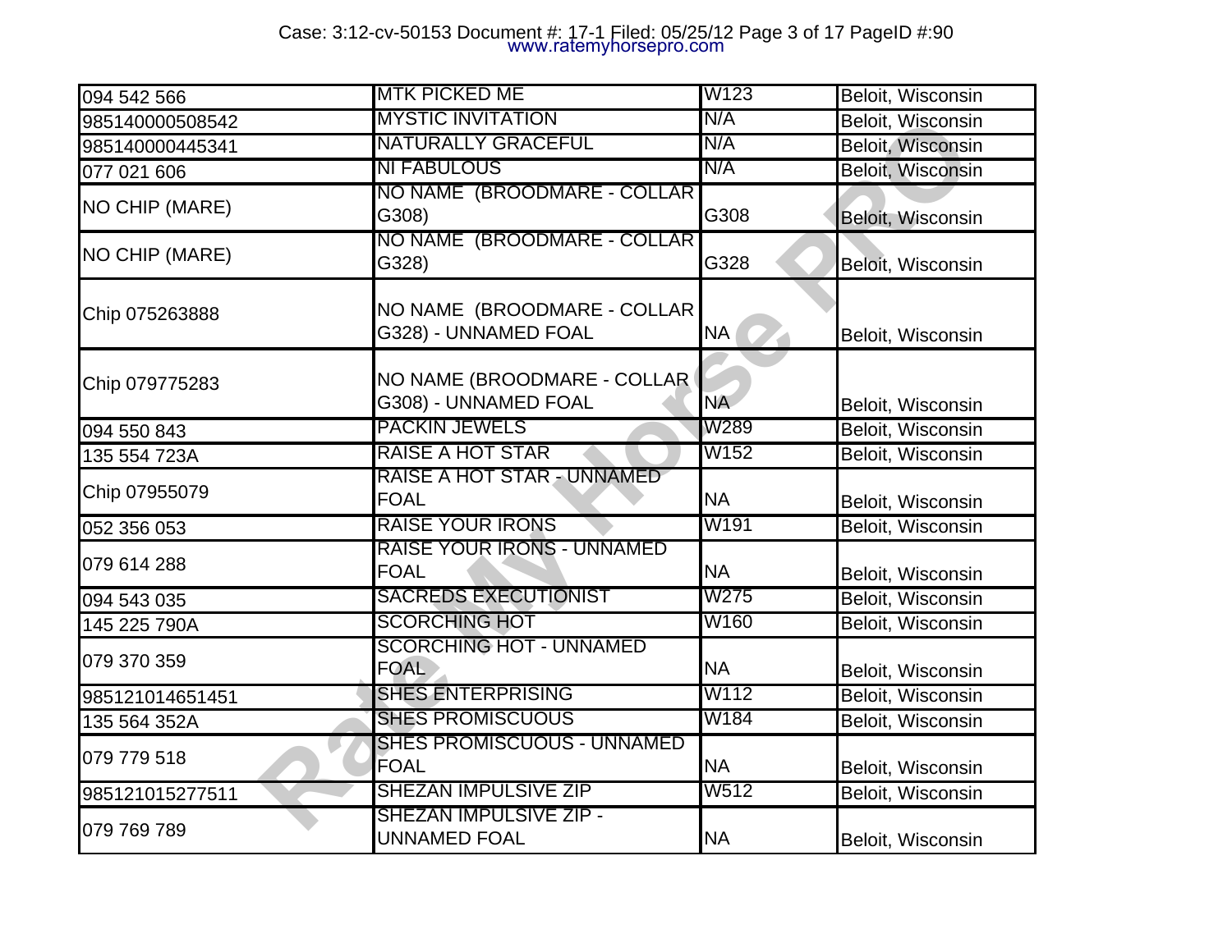| 094 542 566 | MTK PICKED ME | W123 | Beloit, Wisconsin |
|---|---|---|---|
| 985140000508542 | MYSTIC INVITATION | N/A | Beloit, Wisconsin |
| 985140000445341 | NATURALLY GRACEFUL | N/A | Beloit, Wisconsin |
| 077 021 606 | NI FABULOUS | N/A | Beloit, Wisconsin |
| NO CHIP (MARE) | NO NAME (BROODMARE - COLLAR G308) | G308 | Beloit, Wisconsin |
| NO CHIP (MARE) | NO NAME (BROODMARE - COLLAR G328) | G328 | Beloit, Wisconsin |
| Chip 075263888 | NO NAME (BROODMARE - COLLAR G328) - UNNAMED FOAL | NA | Beloit, Wisconsin |
| Chip 079775283 | NO NAME (BROODMARE - COLLAR G308) - UNNAMED FOAL | NA | Beloit, Wisconsin |
| 094 550 843 | PACKIN JEWELS | W289 | Beloit, Wisconsin |
| 135 554 723A | RAISE A HOT STAR | W152 | Beloit, Wisconsin |
| Chip 07955079 | RAISE A HOT STAR - UNNAMED FOAL | NA | Beloit, Wisconsin |
| 052 356 053 | RAISE YOUR IRONS | W191 | Beloit, Wisconsin |
| 079 614 288 | RAISE YOUR IRONS - UNNAMED FOAL | NA | Beloit, Wisconsin |
| 094 543 035 | SACREDS EXECUTIONIST | W275 | Beloit, Wisconsin |
| 145 225 790A | SCORCHING HOT | W160 | Beloit, Wisconsin |
| 079 370 359 | SCORCHING HOT - UNNAMED FOAL | NA | Beloit, Wisconsin |
| 985121014651451 | SHES ENTERPRISING | W112 | Beloit, Wisconsin |
| 135 564 352A | SHES PROMISCUOUS | W184 | Beloit, Wisconsin |
| 079 779 518 | SHES PROMISCUOUS - UNNAMED FOAL | NA | Beloit, Wisconsin |
| 985121015277511 | SHEZAN IMPULSIVE ZIP | W512 | Beloit, Wisconsin |
| 079 769 789 | SHEZAN IMPULSIVE ZIP - UNNAMED FOAL | NA | Beloit, Wisconsin |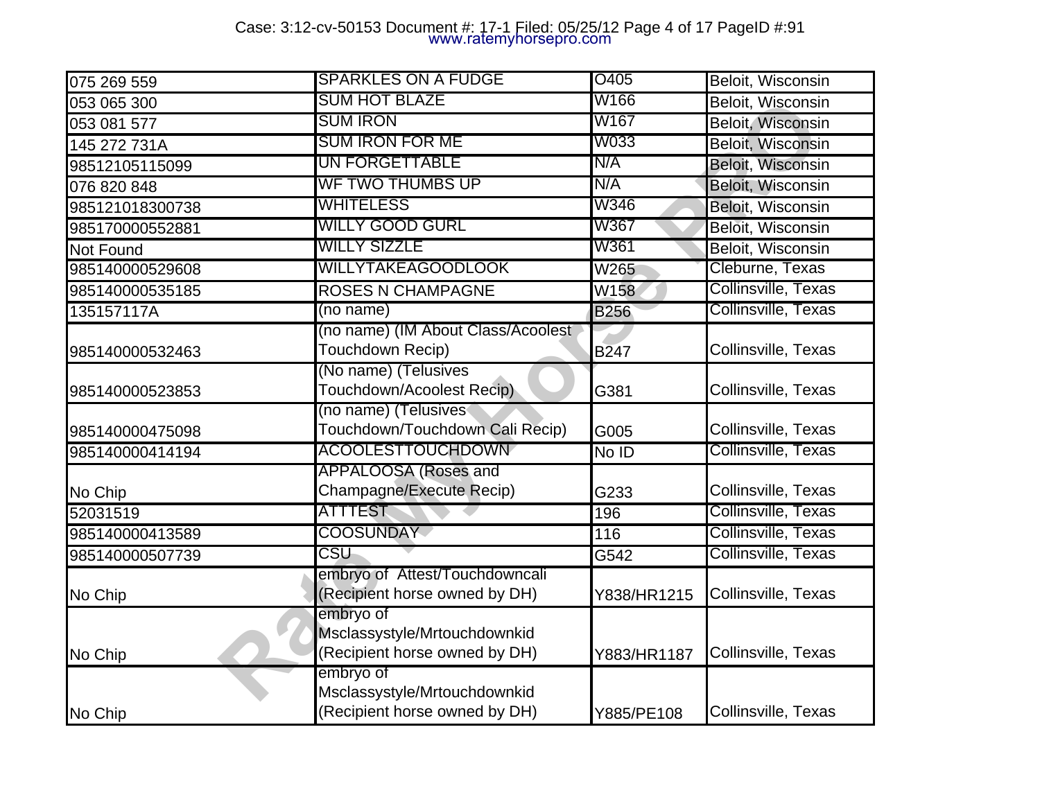| 075 269 559 | SPARKLES ON A FUDGE | O405 | Beloit, Wisconsin |
|---|---|---|---|
| 053 065 300 | SUM HOT BLAZE | W166 | Beloit, Wisconsin |
| 053 081 577 | SUM IRON | W167 | Beloit, Wisconsin |
| 145 272 731A | SUM IRON FOR ME | W033 | Beloit, Wisconsin |
| 98512105115099 | UN FORGETTABLE | N/A | Beloit, Wisconsin |
| 076 820 848 | WF TWO THUMBS UP | N/A | Beloit, Wisconsin |
| 985121018300738 | WHITELESS | W346 | Beloit, Wisconsin |
| 985170000552881 | WILLY GOOD GURL | W367 | Beloit, Wisconsin |
| Not Found | WILLY SIZZLE | W361 | Beloit, Wisconsin |
| 985140000529608 | WILLYTAKEAGOODLOOK | W265 | Cleburne, Texas |
| 985140000535185 | ROSES N CHAMPAGNE | W158 | Collinsville, Texas |
| 135157117A | (no name) | B256 | Collinsville, Texas |
| 985140000532463 | (no name) (IM About Class/Acoolest Touchdown Recip) | B247 | Collinsville, Texas |
| 985140000523853 | (No name) (Telusives Touchdown/Acoolest Recip) | G381 | Collinsville, Texas |
| 985140000475098 | (no name) (Telusives Touchdown/Touchdown Cali Recip) | G005 | Collinsville, Texas |
| 985140000414194 | ACOOLESTTOUCHDOWN | No ID | Collinsville, Texas |
| No Chip | APPALOOSA (Roses and Champagne/Execute Recip) | G233 | Collinsville, Texas |
| 52031519 | ATTTEST | 196 | Collinsville, Texas |
| 985140000413589 | COOSUNDAY | 116 | Collinsville, Texas |
| 985140000507739 | CSU | G542 | Collinsville, Texas |
| No Chip | embryo of Attest/Touchdowncali (Recipient horse owned by DH) | Y838/HR1215 | Collinsville, Texas |
| No Chip | embryo of Msclassystyle/Mrtouchdownkid (Recipient horse owned by DH) | Y883/HR1187 | Collinsville, Texas |
| No Chip | embryo of Msclassystyle/Mrtouchdownkid (Recipient horse owned by DH) | Y885/PE108 | Collinsville, Texas |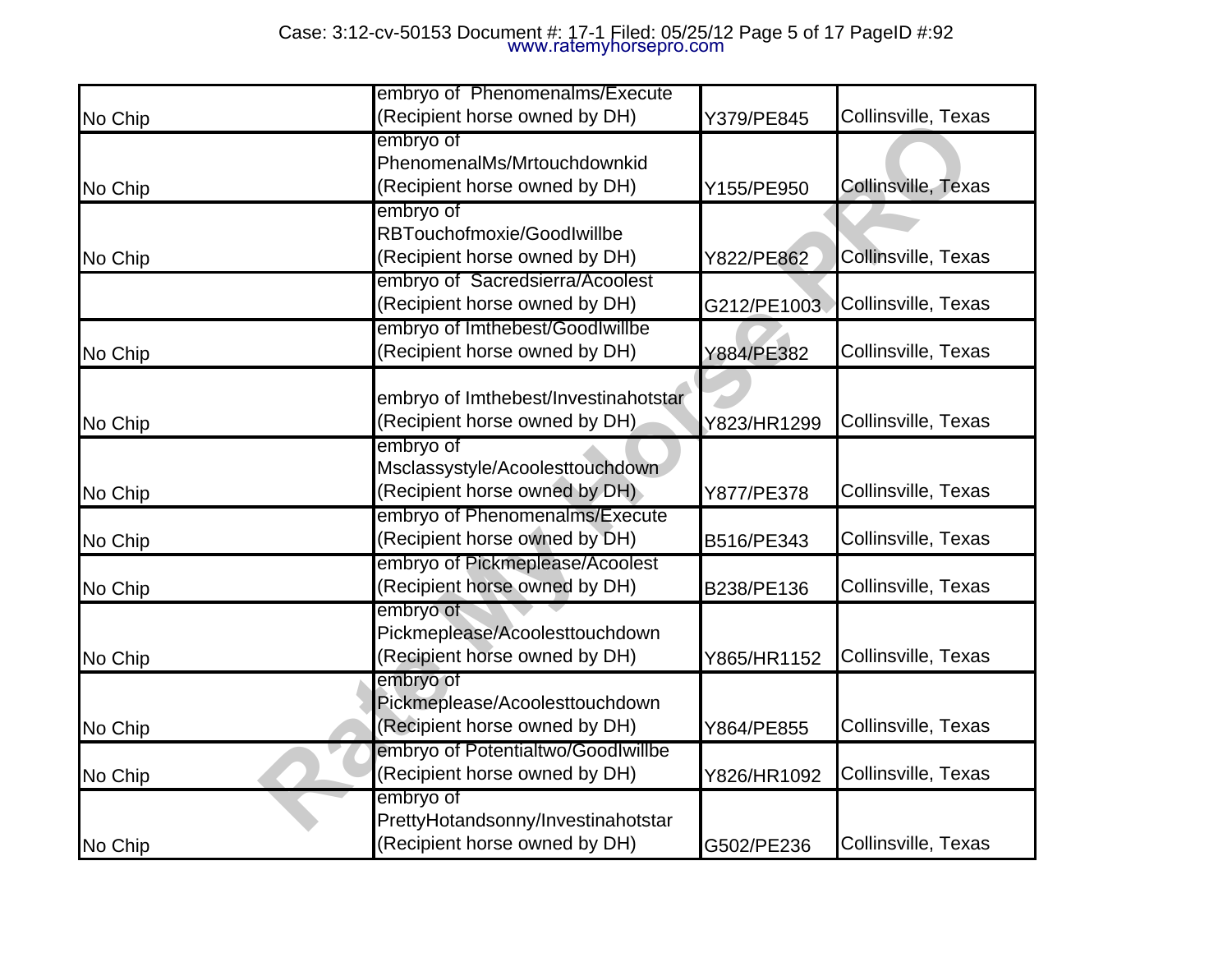| | | | |
|---|---|---|---|
| No Chip | embryo of Phenomenalms/Execute (Recipient horse owned by DH) | Y379/PE845 | Collinsville, Texas |
| No Chip | embryo of PhenomenalMs/Mrtouchdownkid (Recipient horse owned by DH) | Y155/PE950 | Collinsville, Texas |
| No Chip | embryo of RBTouchofmoxie/GoodIwillbe (Recipient horse owned by DH) | Y822/PE862 | Collinsville, Texas |
| | embryo of Sacredsierra/Acoolest (Recipient horse owned by DH) | G212/PE1003 | Collinsville, Texas |
| No Chip | embryo of Imthebest/GoodIwillbe (Recipient horse owned by DH) | Y884/PE382 | Collinsville, Texas |
| No Chip | embryo of Imthebest/Investinahotstar (Recipient horse owned by DH) | Y823/HR1299 | Collinsville, Texas |
| No Chip | embryo of Msclassystyle/Acoolesttouchdown (Recipient horse owned by DH) | Y877/PE378 | Collinsville, Texas |
| No Chip | embryo of Phenomenalms/Execute (Recipient horse owned by DH) | B516/PE343 | Collinsville, Texas |
| No Chip | embryo of Pickmeplease/Acoolest (Recipient horse owned by DH) | B238/PE136 | Collinsville, Texas |
| No Chip | embryo of Pickmeplease/Acoolesttouchdown (Recipient horse owned by DH) | Y865/HR1152 | Collinsville, Texas |
| No Chip | embryo of Pickmeplease/Acoolesttouchdown (Recipient horse owned by DH) | Y864/PE855 | Collinsville, Texas |
| No Chip | embryo of Potentialtwo/GoodIwillbe (Recipient horse owned by DH) | Y826/HR1092 | Collinsville, Texas |
| No Chip | embryo of PrettyHotandsonny/Investinahotstar (Recipient horse owned by DH) | G502/PE236 | Collinsville, Texas |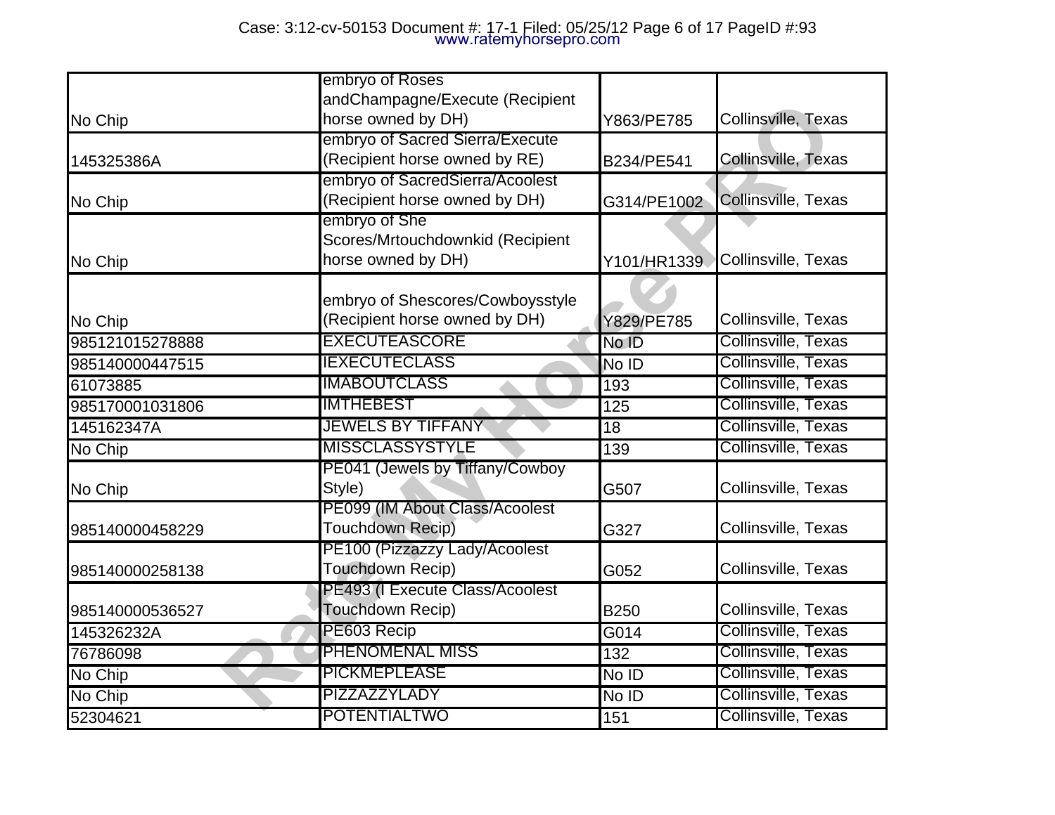| No Chip | embryo of Roses andChampagne/Execute (Recipient horse owned by DH) | Y863/PE785 | Collinsville, Texas |
|---|---|---|---|
| 145325386A | embryo of Sacred Sierra/Execute (Recipient horse owned by RE) | B234/PE541 | Collinsville, Texas |
| No Chip | embryo of SacredSierra/Acoolest (Recipient horse owned by DH) | G314/PE1002 | Collinsville, Texas |
| No Chip | embryo of She Scores/Mrtouchdownkid (Recipient horse owned by DH) | Y101/HR1339 | Collinsville, Texas |
| No Chip | embryo of Shescores/Cowboysstyle (Recipient horse owned by DH) | Y829/PE785 | Collinsville, Texas |
| 985121015278888 | EXECUTEASCORE | No ID | Collinsville, Texas |
| 985140000447515 | IEXECUTECLASS | No ID | Collinsville, Texas |
| 61073885 | IMABOUTCLASS | 193 | Collinsville, Texas |
| 985170001031806 | IMTHEBEST | 125 | Collinsville, Texas |
| 145162347A | JEWELS BY TIFFANY | 18 | Collinsville, Texas |
| No Chip | MISSCLASSYSTYLE | 139 | Collinsville, Texas |
| No Chip | PE041 (Jewels by Tiffany/Cowboy Style) | G507 | Collinsville, Texas |
| 985140000458229 | PE099 (IM About Class/Acoolest Touchdown Recip) | G327 | Collinsville, Texas |
| 985140000258138 | PE100 (Pizzazzy Lady/Acoolest Touchdown Recip) | G052 | Collinsville, Texas |
| 985140000536527 | PE493 (I Execute Class/Acoolest Touchdown Recip) | B250 | Collinsville, Texas |
| 145326232A | PE603 Recip | G014 | Collinsville, Texas |
| 76786098 | PHENOMENAL MISS | 132 | Collinsville, Texas |
| No Chip | PICKMEPLEASE | No ID | Collinsville, Texas |
| No Chip | PIZZAZZYLADY | No ID | Collinsville, Texas |
| 52304621 | POTENTIALTWO | 151 | Collinsville, Texas |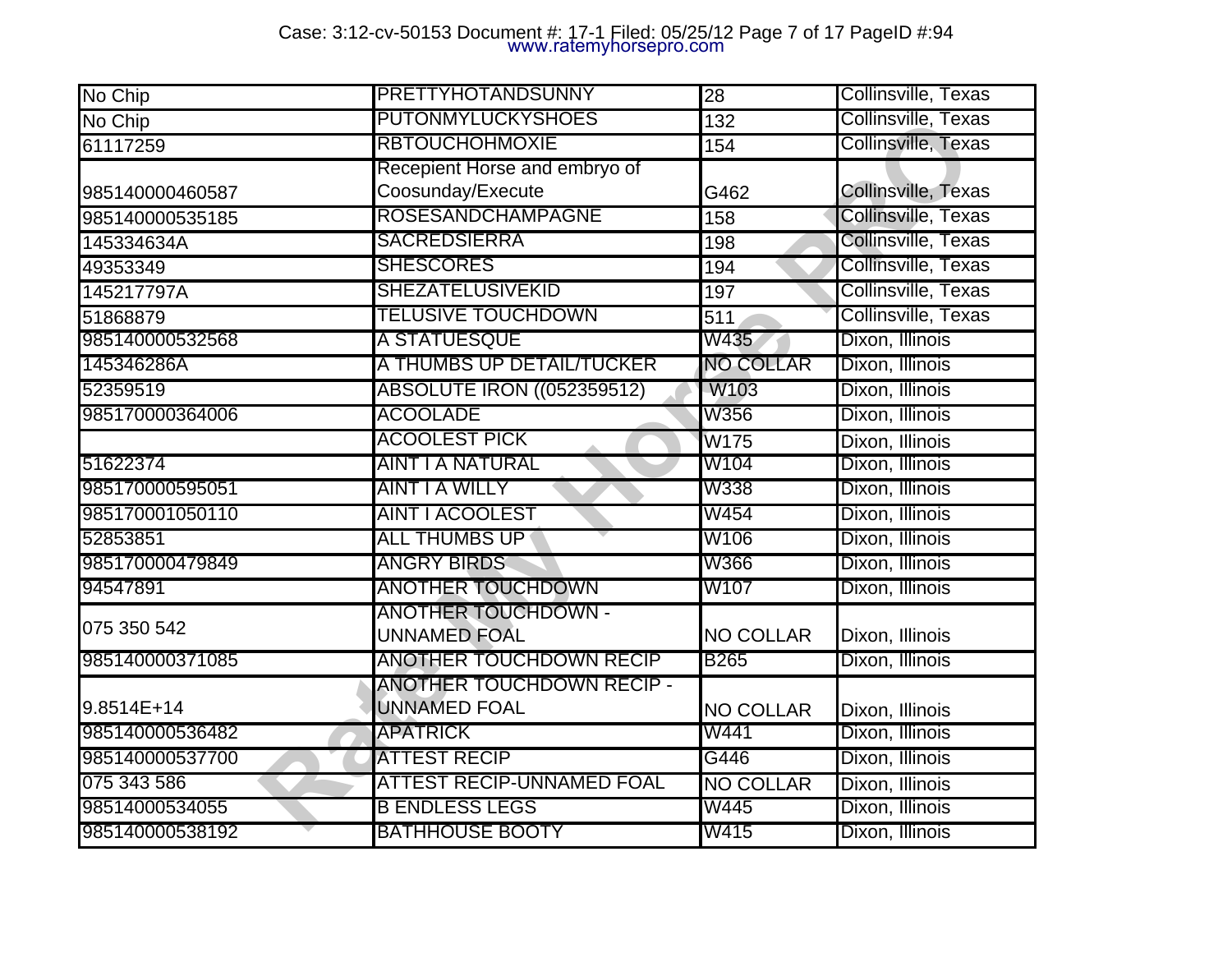| No Chip | PRETTYHOTANDSUNNY | 28 | Collinsville, Texas |
|---|---|---|---|
| No Chip | PUTONMYLUCKYSHOES | 132 | Collinsville, Texas |
| 61117259 | RBTOUCHOHMOXIE | 154 | Collinsville, Texas |
| 985140000460587 | Recepient Horse and embryo of Coosunday/Execute | G462 | Collinsville, Texas |
| 985140000535185 | ROSESANDCHAMPAGNE | 158 | Collinsville, Texas |
| 145334634A | SACREDSIERRA | 198 | Collinsville, Texas |
| 49353349 | SHESCORES | 194 | Collinsville, Texas |
| 145217797A | SHEZATELUSIVEKID | 197 | Collinsville, Texas |
| 51868879 | TELUSIVE TOUCHDOWN | 511 | Collinsville, Texas |
| 985140000532568 | A STATUESQUE | W435 | Dixon, Illinois |
| 145346286A | A THUMBS UP DETAIL/TUCKER | NO COLLAR | Dixon, Illinois |
| 52359519 | ABSOLUTE IRON ((052359512) | W103 | Dixon, Illinois |
| 985170000364006 | ACOOLADE | W356 | Dixon, Illinois |
| | ACOOLEST PICK | W175 | Dixon, Illinois |
| 51622374 | AINT I A NATURAL | W104 | Dixon, Illinois |
| 985170000595051 | AINT I A WILLY | W338 | Dixon, Illinois |
| 985170001050110 | AINT I ACOOLEST | W454 | Dixon, Illinois |
| 52853851 | ALL THUMBS UP | W106 | Dixon, Illinois |
| 985170000479849 | ANGRY BIRDS | W366 | Dixon, Illinois |
| 94547891 | ANOTHER TOUCHDOWN | W107 | Dixon, Illinois |
| 075 350 542 | ANOTHER TOUCHDOWN - UNNAMED FOAL | NO COLLAR | Dixon, Illinois |
| 985140000371085 | ANOTHER TOUCHDOWN RECIP | B265 | Dixon, Illinois |
| 9.8514E+14 | ANOTHER TOUCHDOWN RECIP - UNNAMED FOAL | NO COLLAR | Dixon, Illinois |
| 985140000536482 | APATRICK | W441 | Dixon, Illinois |
| 985140000537700 | ATTEST RECIP | G446 | Dixon, Illinois |
| 075 343 586 | ATTEST RECIP-UNNAMED FOAL | NO COLLAR | Dixon, Illinois |
| 98514000534055 | B ENDLESS LEGS | W445 | Dixon, Illinois |
| 985140000538192 | BATHHOUSE BOOTY | W415 | Dixon, Illinois |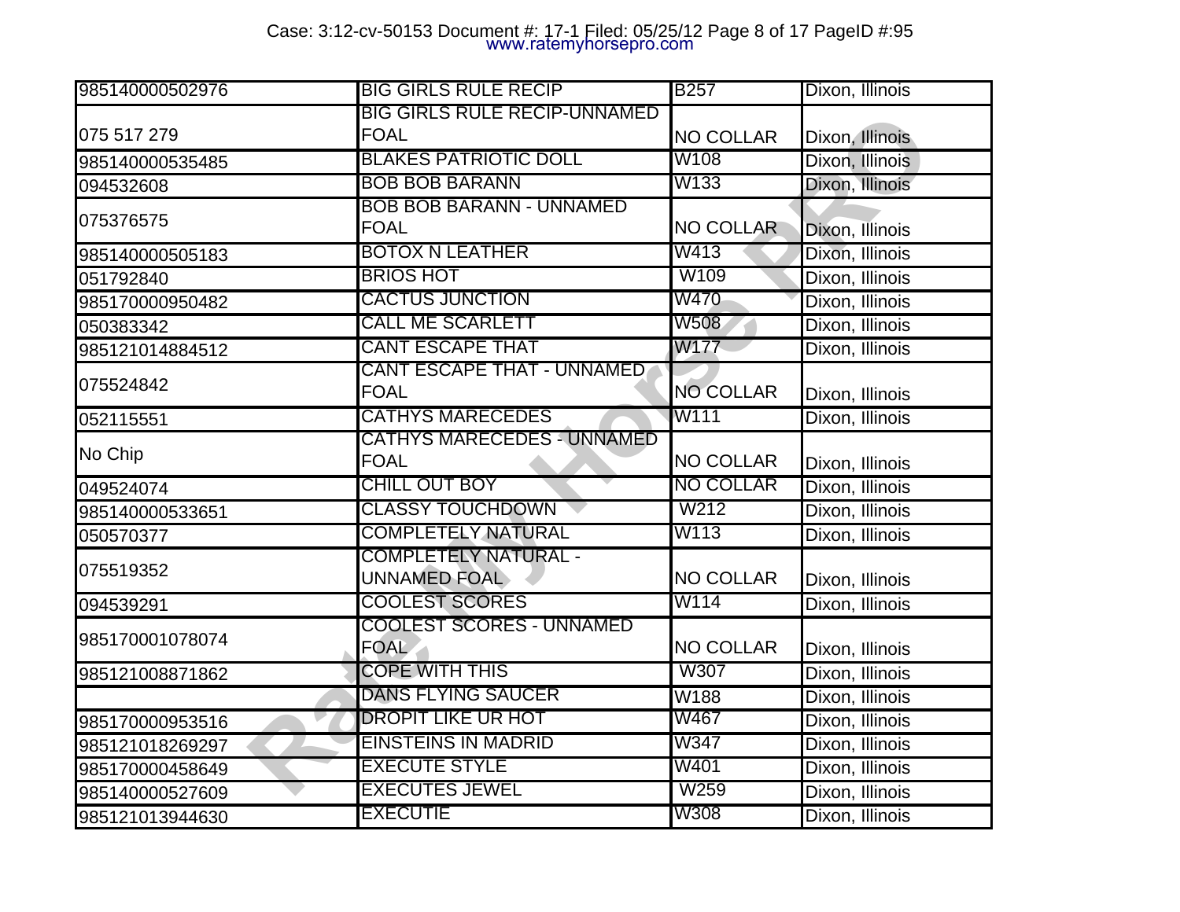| 985140000502976 | BIG GIRLS RULE RECIP | B257 | Dixon, Illinois |
|---|---|---|---|
| 075 517 279 | BIG GIRLS RULE RECIP-UNNAMED FOAL | NO COLLAR | Dixon, Illinois |
| 985140000535485 | BLAKES PATRIOTIC DOLL | W108 | Dixon, Illinois |
| 094532608 | BOB BOB BARANN | W133 | Dixon, Illinois |
| 075376575 | BOB BOB BARANN - UNNAMED FOAL | NO COLLAR | Dixon, Illinois |
| 985140000505183 | BOTOX N LEATHER | W413 | Dixon, Illinois |
| 051792840 | BRIOS HOT | W109 | Dixon, Illinois |
| 985170000950482 | CACTUS JUNCTION | W470 | Dixon, Illinois |
| 050383342 | CALL ME SCARLETT | W508 | Dixon, Illinois |
| 985121014884512 | CANT ESCAPE THAT | W177 | Dixon, Illinois |
| 075524842 | CANT ESCAPE THAT - UNNAMED FOAL | NO COLLAR | Dixon, Illinois |
| 052115551 | CATHYS MARECEDES | W111 | Dixon, Illinois |
| No Chip | CATHYS MARECEDES - UNNAMED FOAL | NO COLLAR | Dixon, Illinois |
| 049524074 | CHILL OUT BOY | NO COLLAR | Dixon, Illinois |
| 985140000533651 | CLASSY TOUCHDOWN | W212 | Dixon, Illinois |
| 050570377 | COMPLETELY NATURAL | W113 | Dixon, Illinois |
| 075519352 | COMPLETELY NATURAL - UNNAMED FOAL | NO COLLAR | Dixon, Illinois |
| 094539291 | COOLEST SCORES | W114 | Dixon, Illinois |
| 985170001078074 | COOLEST SCORES - UNNAMED FOAL | NO COLLAR | Dixon, Illinois |
| 985121008871862 | COPE WITH THIS | W307 | Dixon, Illinois |
| | DANS FLYING SAUCER | W188 | Dixon, Illinois |
| 985170000953516 | DROPIT LIKE UR HOT | W467 | Dixon, Illinois |
| 985121018269297 | EINSTEINS IN MADRID | W347 | Dixon, Illinois |
| 985170000458649 | EXECUTE STYLE | W401 | Dixon, Illinois |
| 985140000527609 | EXECUTES JEWEL | W259 | Dixon, Illinois |
| 985121013944630 | EXECUTIE | W308 | Dixon, Illinois |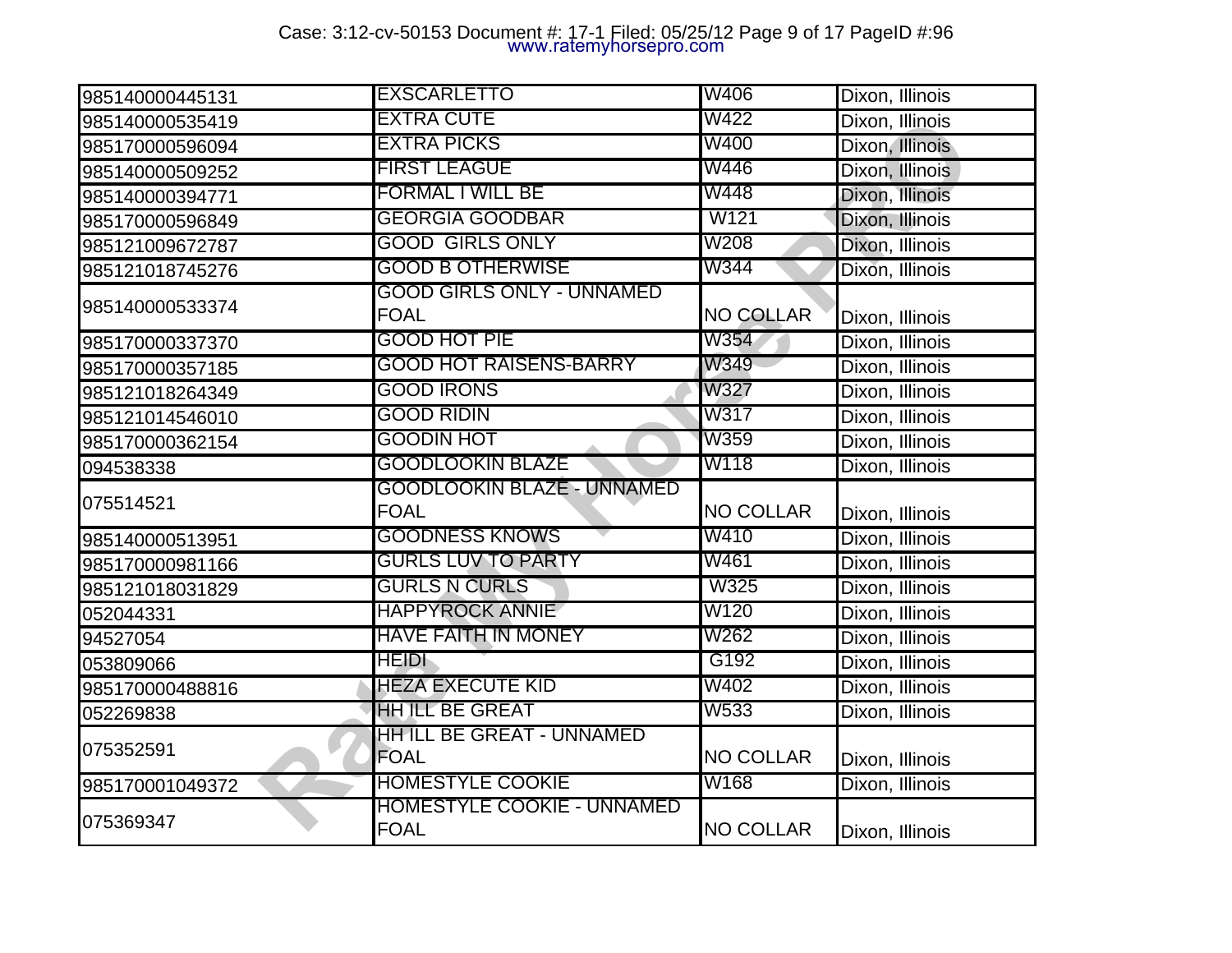| | | | |
|---|---|---|---|
| 985140000445131 | EXSCARLETTO | W406 | Dixon, Illinois |
| 985140000535419 | EXTRA CUTE | W422 | Dixon, Illinois |
| 985170000596094 | EXTRA PICKS | W400 | Dixon, Illinois |
| 985140000509252 | FIRST LEAGUE | W446 | Dixon, Illinois |
| 985140000394771 | FORMAL I WILL BE | W448 | Dixon, Illinois |
| 985170000596849 | GEORGIA GOODBAR | W121 | Dixon, Illinois |
| 985121009672787 | GOOD GIRLS ONLY | W208 | Dixon, Illinois |
| 985121018745276 | GOOD B OTHERWISE | W344 | Dixon, Illinois |
| 985140000533374 | GOOD GIRLS ONLY - UNNAMED FOAL | NO COLLAR | Dixon, Illinois |
| 985170000337370 | GOOD HOT PIE | W354 | Dixon, Illinois |
| 985170000357185 | GOOD HOT RAISENS-BARRY | W349 | Dixon, Illinois |
| 985121018264349 | GOOD IRONS | W327 | Dixon, Illinois |
| 985121014546010 | GOOD RIDIN | W317 | Dixon, Illinois |
| 985170000362154 | GOODIN HOT | W359 | Dixon, Illinois |
| 094538338 | GOODLOOKIN BLAZE | W118 | Dixon, Illinois |
| 075514521 | GOODLOOKIN BLAZE - UNNAMED FOAL | NO COLLAR | Dixon, Illinois |
| 985140000513951 | GOODNESS KNOWS | W410 | Dixon, Illinois |
| 985170000981166 | GURLS LUV TO PARTY | W461 | Dixon, Illinois |
| 985121018031829 | GURLS N CURLS | W325 | Dixon, Illinois |
| 052044331 | HAPPYROCK ANNIE | W120 | Dixon, Illinois |
| 94527054 | HAVE FAITH IN MONEY | W262 | Dixon, Illinois |
| 053809066 | HEIDI | G192 | Dixon, Illinois |
| 985170000488816 | HEZA EXECUTE KID | W402 | Dixon, Illinois |
| 052269838 | HH ILL BE GREAT | W533 | Dixon, Illinois |
| 075352591 | HH ILL BE GREAT - UNNAMED FOAL | NO COLLAR | Dixon, Illinois |
| 985170001049372 | HOMESTYLE COOKIE | W168 | Dixon, Illinois |
| 075369347 | HOMESTYLE COOKIE - UNNAMED FOAL | NO COLLAR | Dixon, Illinois |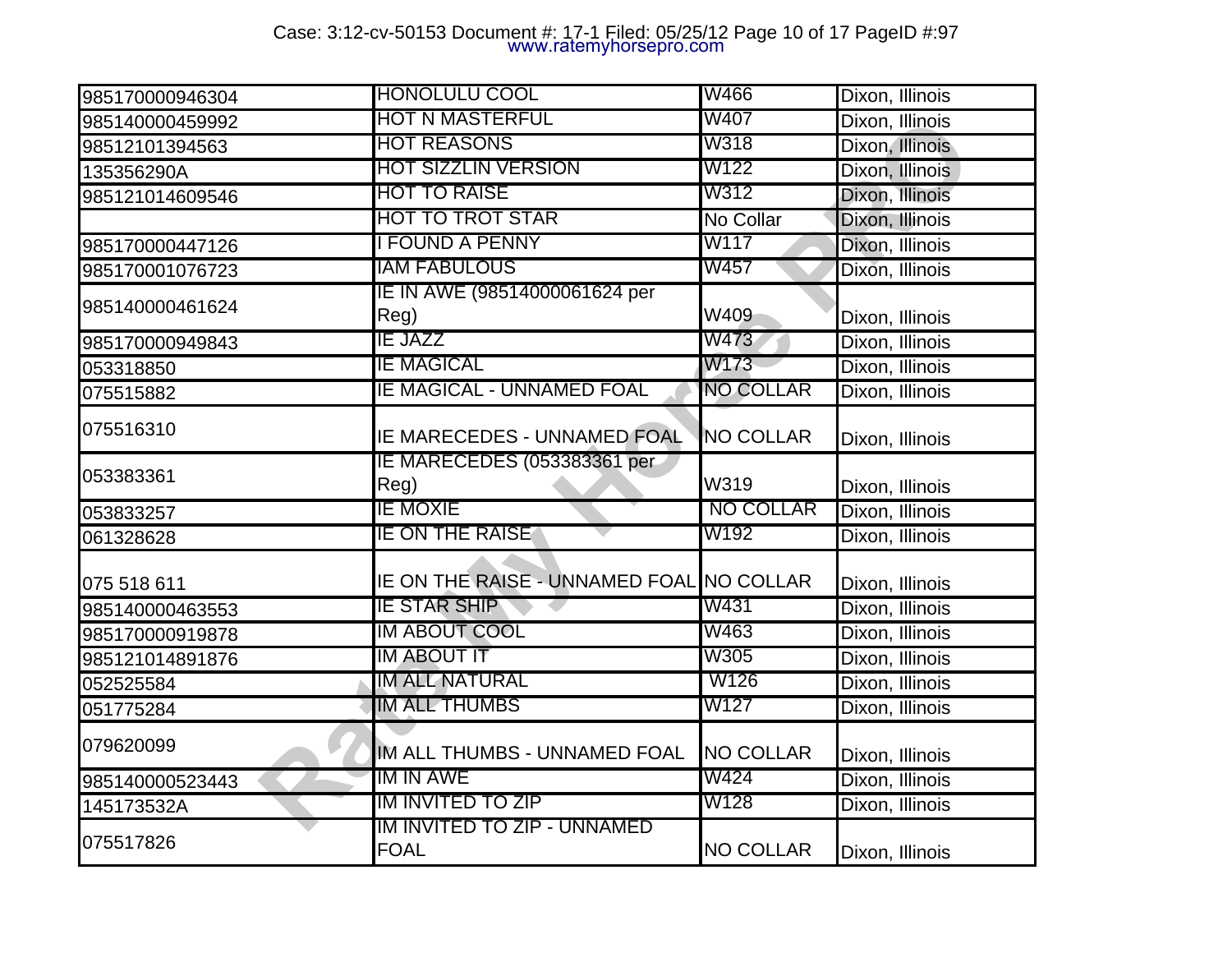| | | | |
|---|---|---|---|
| 985170000946304 | HONOLULU COOL | W466 | Dixon, Illinois |
| 985140000459992 | HOT N MASTERFUL | W407 | Dixon, Illinois |
| 98512101394563 | HOT REASONS | W318 | Dixon, Illinois |
| 135356290A | HOT SIZZLIN VERSION | W122 | Dixon, Illinois |
| 985121014609546 | HOT TO RAISE | W312 | Dixon, Illinois |
| | HOT TO TROT STAR | No Collar | Dixon, Illinois |
| 985170000447126 | I FOUND A PENNY | W117 | Dixon, Illinois |
| 985170001076723 | IAM FABULOUS | W457 | Dixon, Illinois |
| 985140000461624 | IE IN AWE (98514000061624 per Reg) | W409 | Dixon, Illinois |
| 985170000949843 | IE JAZZ | W473 | Dixon, Illinois |
| 053318850 | IE MAGICAL | W173 | Dixon, Illinois |
| 075515882 | IE MAGICAL - UNNAMED FOAL | NO COLLAR | Dixon, Illinois |
| 075516310 | IE MARECEDES - UNNAMED FOAL | NO COLLAR | Dixon, Illinois |
| 053383361 | IE MARECEDES (053383361 per Reg) | W319 | Dixon, Illinois |
| 053833257 | IE MOXIE | NO COLLAR | Dixon, Illinois |
| 061328628 | IE ON THE RAISE | W192 | Dixon, Illinois |
| 075 518 611 | IE ON THE RAISE - UNNAMED FOAL | NO COLLAR | Dixon, Illinois |
| 985140000463553 | IE STAR SHIP | W431 | Dixon, Illinois |
| 985170000919878 | IM ABOUT COOL | W463 | Dixon, Illinois |
| 985121014891876 | IM ABOUT IT | W305 | Dixon, Illinois |
| 052525584 | IM ALL NATURAL | W126 | Dixon, Illinois |
| 051775284 | IM ALL THUMBS | W127 | Dixon, Illinois |
| 079620099 | IM ALL THUMBS - UNNAMED FOAL | NO COLLAR | Dixon, Illinois |
| 985140000523443 | IM IN AWE | W424 | Dixon, Illinois |
| 145173532A | IM INVITED TO ZIP | W128 | Dixon, Illinois |
| 075517826 | IM INVITED TO ZIP - UNNAMED FOAL | NO COLLAR | Dixon, Illinois |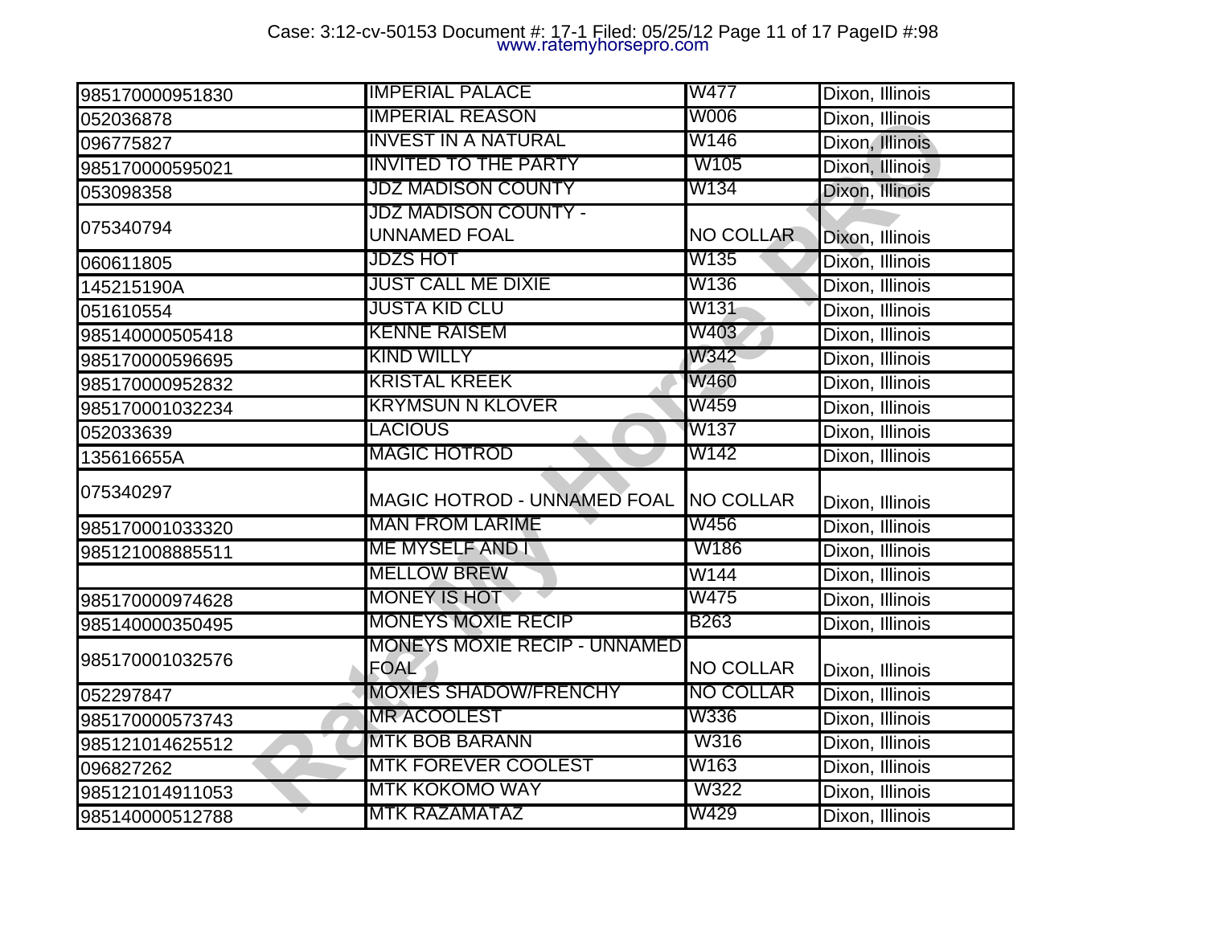| 985170000951830 | IMPERIAL PALACE | W477 | Dixon, Illinois |
|---|---|---|---|
| 052036878 | IMPERIAL REASON | W006 | Dixon, Illinois |
| 096775827 | INVEST IN A NATURAL | W146 | Dixon, Illinois |
| 985170000595021 | INVITED TO THE PARTY | W105 | Dixon, Illinois |
| 053098358 | JDZ MADISON COUNTY | W134 | Dixon, Illinois |
| 075340794 | JDZ MADISON COUNTY - UNNAMED FOAL | NO COLLAR | Dixon, Illinois |
| 060611805 | JDZS HOT | W135 | Dixon, Illinois |
| 145215190A | JUST CALL ME DIXIE | W136 | Dixon, Illinois |
| 051610554 | JUSTA KID CLU | W131 | Dixon, Illinois |
| 985140000505418 | KENNE RAISEM | W403 | Dixon, Illinois |
| 985170000596695 | KIND WILLY | W342 | Dixon, Illinois |
| 985170000952832 | KRISTAL KREEK | W460 | Dixon, Illinois |
| 985170001032234 | KRYMSUN N KLOVER | W459 | Dixon, Illinois |
| 052033639 | LACIOUS | W137 | Dixon, Illinois |
| 135616655A | MAGIC HOTROD | W142 | Dixon, Illinois |
| 075340297 | MAGIC HOTROD - UNNAMED FOAL | NO COLLAR | Dixon, Illinois |
| 985170001033320 | MAN FROM LARIME | W456 | Dixon, Illinois |
| 985121008885511 | ME MYSELF AND I | W186 | Dixon, Illinois |
| | MELLOW BREW | W144 | Dixon, Illinois |
| 985170000974628 | MONEY IS HOT | W475 | Dixon, Illinois |
| 985140000350495 | MONEYS MOXIE RECIP | B263 | Dixon, Illinois |
| 985170001032576 | MONEYS MOXIE RECIP - UNNAMED FOAL | NO COLLAR | Dixon, Illinois |
| 052297847 | MOXIES SHADOW/FRENCHY | NO COLLAR | Dixon, Illinois |
| 985170000573743 | MR ACOOLEST | W336 | Dixon, Illinois |
| 985121014625512 | MTK BOB BARANN | W316 | Dixon, Illinois |
| 096827262 | MTK FOREVER COOLEST | W163 | Dixon, Illinois |
| 985121014911053 | MTK KOKOMO WAY | W322 | Dixon, Illinois |
| 985140000512788 | MTK RAZAMATAZ | W429 | Dixon, Illinois |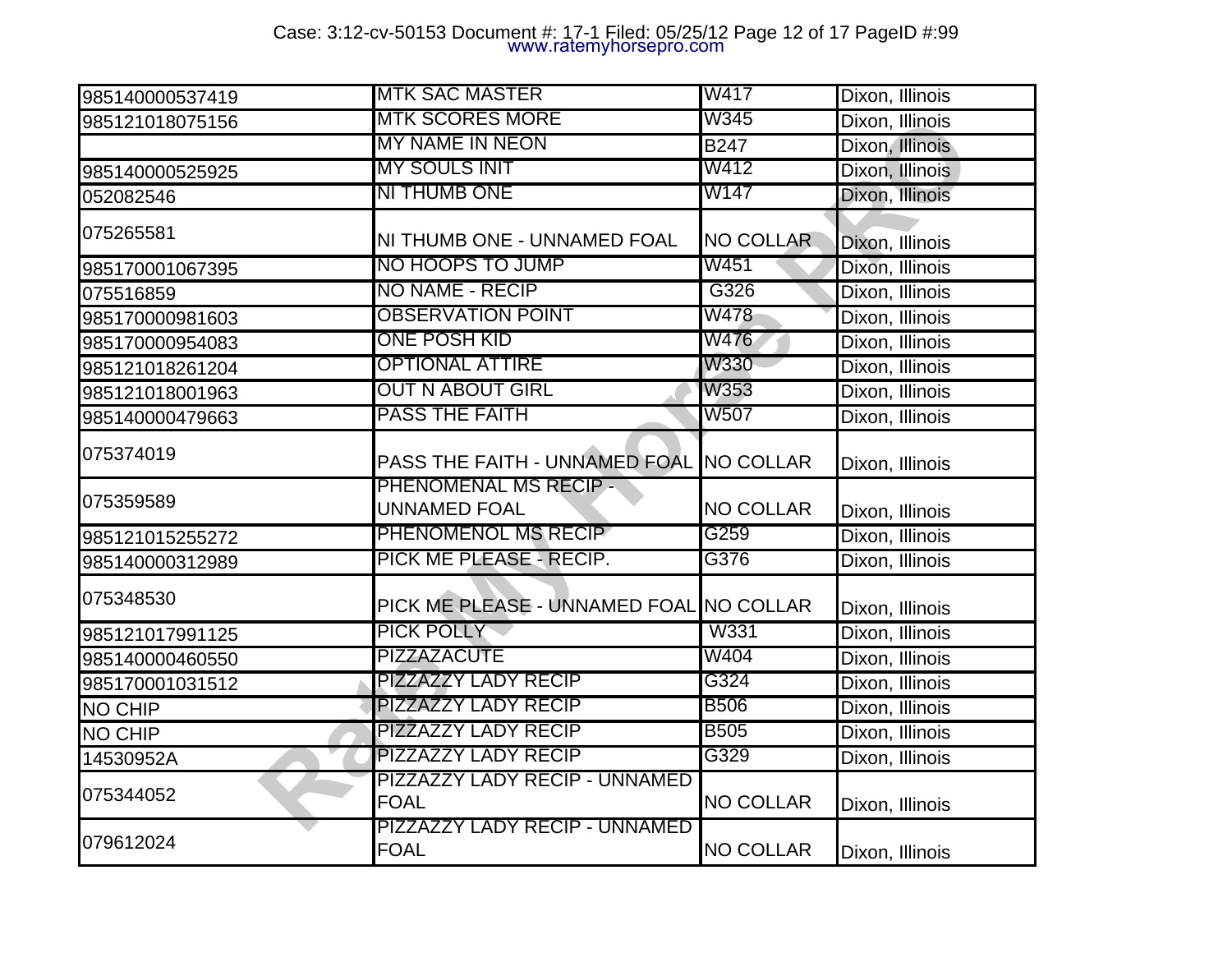| | | | |
|---|---|---|---|
| 985140000537419 | MTK SAC MASTER | W417 | Dixon, Illinois |
| 985121018075156 | MTK SCORES MORE | W345 | Dixon, Illinois |
| | MY NAME IN NEON | B247 | Dixon, Illinois |
| 985140000525925 | MY SOULS INIT | W412 | Dixon, Illinois |
| 052082546 | NI THUMB ONE | W147 | Dixon, Illinois |
| 075265581 | NI THUMB ONE - UNNAMED FOAL | NO COLLAR | Dixon, Illinois |
| 985170001067395 | NO HOOPS TO JUMP | W451 | Dixon, Illinois |
| 075516859 | NO NAME - RECIP | G326 | Dixon, Illinois |
| 985170000981603 | OBSERVATION POINT | W478 | Dixon, Illinois |
| 985170000954083 | ONE POSH KID | W476 | Dixon, Illinois |
| 985121018261204 | OPTIONAL ATTIRE | W330 | Dixon, Illinois |
| 985121018001963 | OUT N ABOUT GIRL | W353 | Dixon, Illinois |
| 985140000479663 | PASS THE FAITH | W507 | Dixon, Illinois |
| 075374019 | PASS THE FAITH - UNNAMED FOAL | NO COLLAR | Dixon, Illinois |
| 075359589 | PHENOMENAL MS RECIP - UNNAMED FOAL | NO COLLAR | Dixon, Illinois |
| 985121015255272 | PHENOMENOL MS RECIP | G259 | Dixon, Illinois |
| 985140000312989 | PICK ME PLEASE - RECIP. | G376 | Dixon, Illinois |
| 075348530 | PICK ME PLEASE - UNNAMED FOAL | NO COLLAR | Dixon, Illinois |
| 985121017991125 | PICK POLLY | W331 | Dixon, Illinois |
| 985140000460550 | PIZZAZACUTE | W404 | Dixon, Illinois |
| 985170001031512 | PIZZAZZY LADY RECIP | G324 | Dixon, Illinois |
| NO CHIP | PIZZAZZY LADY RECIP | B506 | Dixon, Illinois |
| NO CHIP | PIZZAZZY LADY RECIP | B505 | Dixon, Illinois |
| 14530952A | PIZZAZZY LADY RECIP | G329 | Dixon, Illinois |
| 075344052 | PIZZAZZY LADY RECIP - UNNAMED FOAL | NO COLLAR | Dixon, Illinois |
| 079612024 | PIZZAZZY LADY RECIP - UNNAMED FOAL | NO COLLAR | Dixon, Illinois |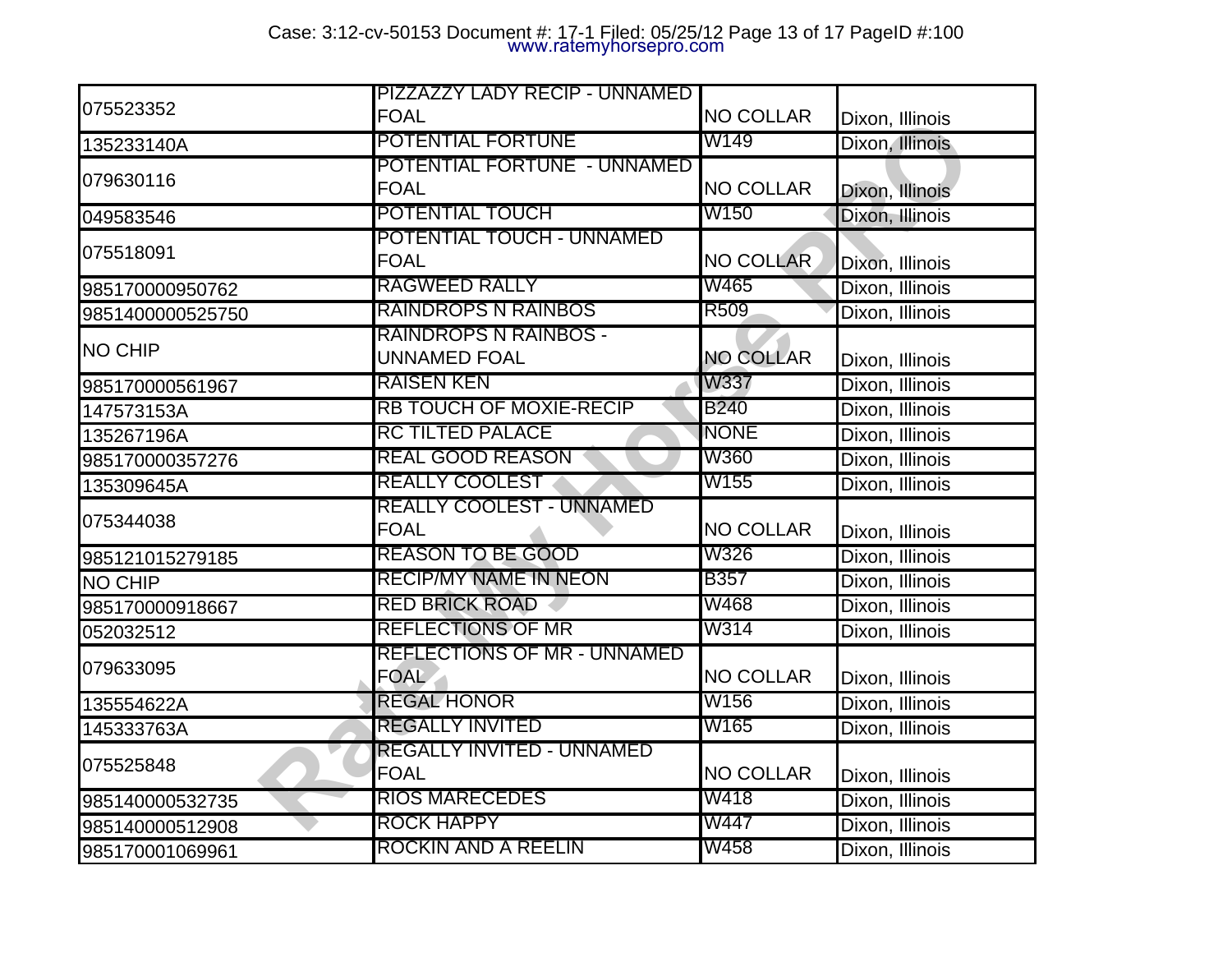| 075523352 | PIZZAZZY LADY RECIP - UNNAMED FOAL | NO COLLAR | Dixon, Illinois |
|---|---|---|---|
| 135233140A | POTENTIAL FORTUNE | W149 | Dixon, Illinois |
| 079630116 | POTENTIAL FORTUNE - UNNAMED FOAL | NO COLLAR | Dixon, Illinois |
| 049583546 | POTENTIAL TOUCH | W150 | Dixon, Illinois |
| 075518091 | POTENTIAL TOUCH - UNNAMED FOAL | NO COLLAR | Dixon, Illinois |
| 985170000950762 | RAGWEED RALLY | W465 | Dixon, Illinois |
| 9851400000525750 | RAINDROPS N RAINBOS | R509 | Dixon, Illinois |
| NO CHIP | RAINDROPS N RAINBOS - UNNAMED FOAL | NO COLLAR | Dixon, Illinois |
| 985170000561967 | RAISEN KEN | W337 | Dixon, Illinois |
| 147573153A | RB TOUCH OF MOXIE-RECIP | B240 | Dixon, Illinois |
| 135267196A | RC TILTED PALACE | NONE | Dixon, Illinois |
| 985170000357276 | REAL GOOD REASON | W360 | Dixon, Illinois |
| 135309645A | REALLY COOLEST | W155 | Dixon, Illinois |
| 075344038 | REALLY COOLEST - UNNAMED FOAL | NO COLLAR | Dixon, Illinois |
| 985121015279185 | REASON TO BE GOOD | W326 | Dixon, Illinois |
| NO CHIP | RECIP/MY NAME IN NEON | B357 | Dixon, Illinois |
| 985170000918667 | RED BRICK ROAD | W468 | Dixon, Illinois |
| 052032512 | REFLECTIONS OF MR | W314 | Dixon, Illinois |
| 079633095 | REFLECTIONS OF MR - UNNAMED FOAL | NO COLLAR | Dixon, Illinois |
| 135554622A | REGAL HONOR | W156 | Dixon, Illinois |
| 145333763A | REGALLY INVITED | W165 | Dixon, Illinois |
| 075525848 | REGALLY INVITED - UNNAMED FOAL | NO COLLAR | Dixon, Illinois |
| 985140000532735 | RIOS MARECEDES | W418 | Dixon, Illinois |
| 985140000512908 | ROCK HAPPY | W447 | Dixon, Illinois |
| 985170001069961 | ROCKIN AND A REELIN | W458 | Dixon, Illinois |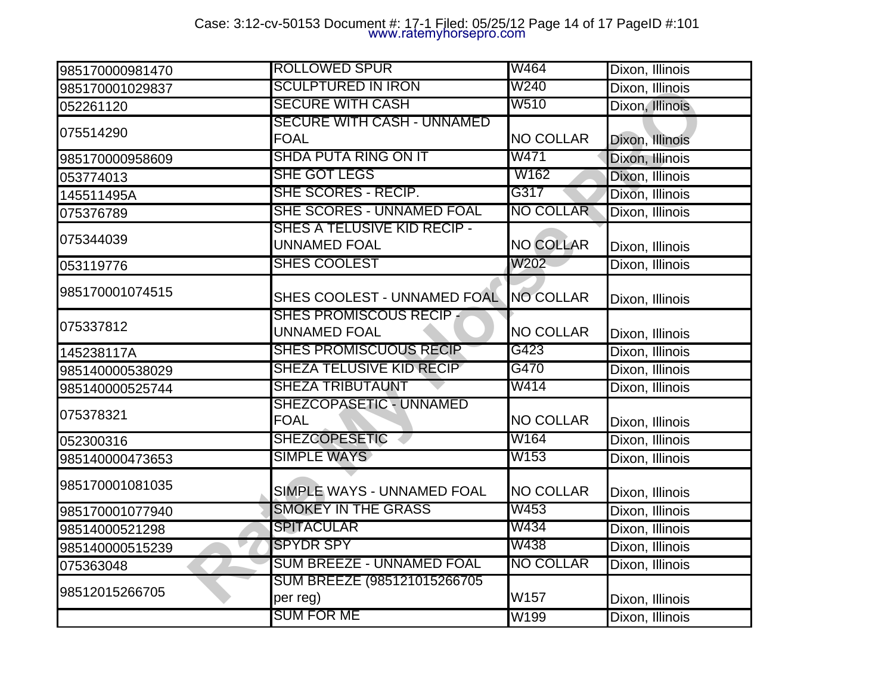| | | | |
|---|---|---|---|
| 985170000981470 | ROLLOWED SPUR | W464 | Dixon, Illinois |
| 985170001029837 | SCULPTURED IN IRON | W240 | Dixon, Illinois |
| 052261120 | SECURE WITH CASH | W510 | Dixon, Illinois |
| 075514290 | SECURE WITH CASH - UNNAMED FOAL | NO COLLAR | Dixon, Illinois |
| 985170000958609 | SHDA PUTA RING ON IT | W471 | Dixon, Illinois |
| 053774013 | SHE GOT LEGS | W162 | Dixon, Illinois |
| 145511495A | SHE SCORES - RECIP. | G317 | Dixon, Illinois |
| 075376789 | SHE SCORES - UNNAMED FOAL | NO COLLAR | Dixon, Illinois |
| 075344039 | SHES A TELUSIVE KID RECIP - UNNAMED FOAL | NO COLLAR | Dixon, Illinois |
| 053119776 | SHES COOLEST | W202 | Dixon, Illinois |
| 985170001074515 | SHES COOLEST - UNNAMED FOAL | NO COLLAR | Dixon, Illinois |
| 075337812 | SHES PROMISCOUS RECIP - UNNAMED FOAL | NO COLLAR | Dixon, Illinois |
| 145238117A | SHES PROMISCUOUS RECIP | G423 | Dixon, Illinois |
| 985140000538029 | SHEZA TELUSIVE KID RECIP | G470 | Dixon, Illinois |
| 985140000525744 | SHEZA TRIBUTAUNT | W414 | Dixon, Illinois |
| 075378321 | SHEZCOPASETIC - UNNAMED FOAL | NO COLLAR | Dixon, Illinois |
| 052300316 | SHEZCOPESETIC | W164 | Dixon, Illinois |
| 985140000473653 | SIMPLE WAYS | W153 | Dixon, Illinois |
| 985170001081035 | SIMPLE WAYS - UNNAMED FOAL | NO COLLAR | Dixon, Illinois |
| 985170001077940 | SMOKEY IN THE GRASS | W453 | Dixon, Illinois |
| 98514000521298 | SPITACULAR | W434 | Dixon, Illinois |
| 985140000515239 | SPYDR SPY | W438 | Dixon, Illinois |
| 075363048 | SUM BREEZE - UNNAMED FOAL | NO COLLAR | Dixon, Illinois |
| 98512015266705 | SUM BREEZE (985121015266705 per reg) | W157 | Dixon, Illinois |
| | SUM FOR ME | W199 | Dixon, Illinois |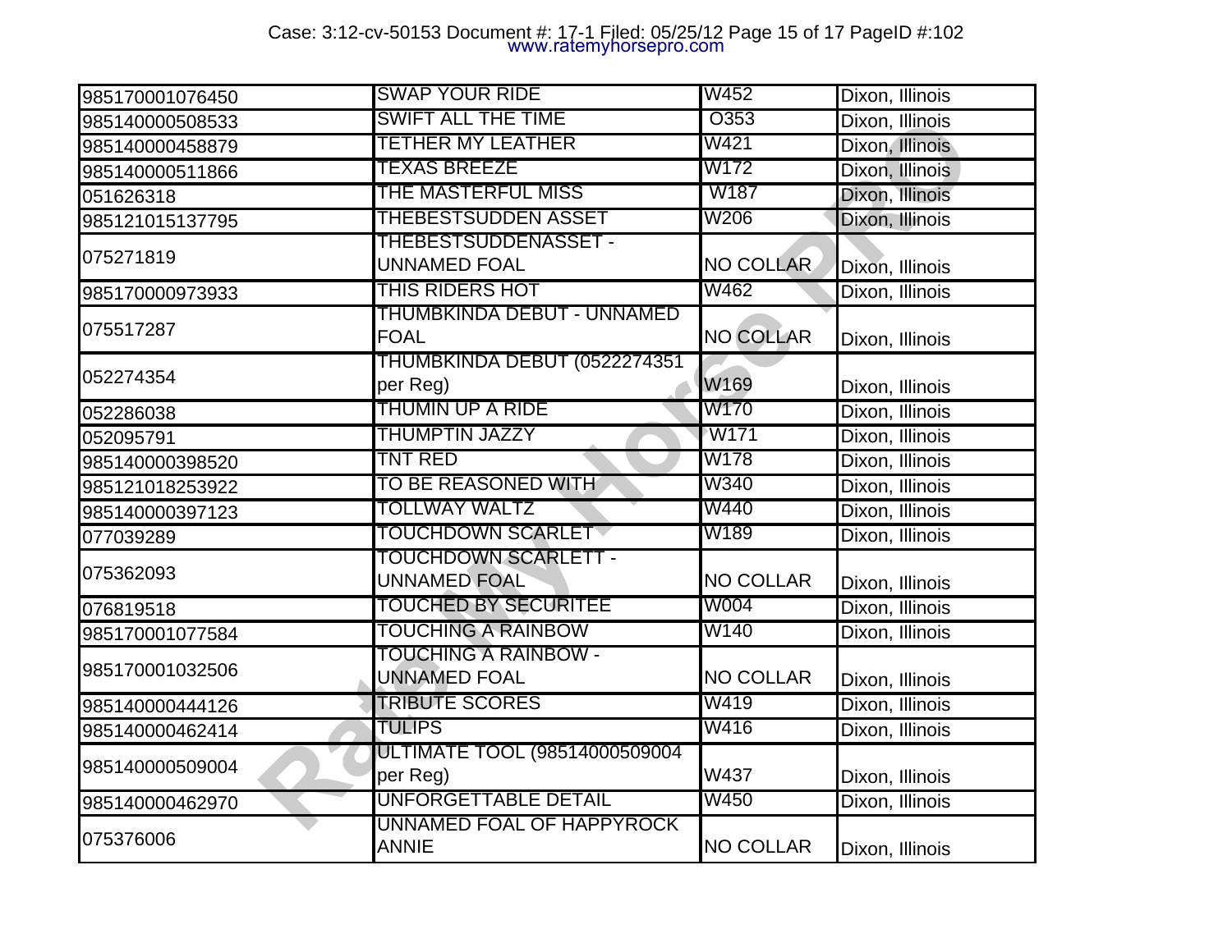| 985170001076450 | SWAP YOUR RIDE | W452 | Dixon, Illinois |
|---|---|---|---|
| 985140000508533 | SWIFT ALL THE TIME | O353 | Dixon, Illinois |
| 985140000458879 | TETHER MY LEATHER | W421 | Dixon, Illinois |
| 985140000511866 | TEXAS BREEZE | W172 | Dixon, Illinois |
| 051626318 | THE MASTERFUL MISS | W187 | Dixon, Illinois |
| 985121015137795 | THEBESTSUDDEN ASSET | W206 | Dixon, Illinois |
| 075271819 | THEBESTSUDDENASSET - UNNAMED FOAL | NO COLLAR | Dixon, Illinois |
| 985170000973933 | THIS RIDERS HOT | W462 | Dixon, Illinois |
| 075517287 | THUMBKINDA DEBUT - UNNAMED FOAL | NO COLLAR | Dixon, Illinois |
| 052274354 | THUMBKINDA DEBUT (0522274351 per Reg) | W169 | Dixon, Illinois |
| 052286038 | THUMIN UP A RIDE | W170 | Dixon, Illinois |
| 052095791 | THUMPTIN JAZZY | W171 | Dixon, Illinois |
| 985140000398520 | TNT RED | W178 | Dixon, Illinois |
| 985121018253922 | TO BE REASONED WITH | W340 | Dixon, Illinois |
| 985140000397123 | TOLLWAY WALTZ | W440 | Dixon, Illinois |
| 077039289 | TOUCHDOWN SCARLET | W189 | Dixon, Illinois |
| 075362093 | TOUCHDOWN SCARLETT - UNNAMED FOAL | NO COLLAR | Dixon, Illinois |
| 076819518 | TOUCHED BY SECURITEE | W004 | Dixon, Illinois |
| 985170001077584 | TOUCHING A RAINBOW | W140 | Dixon, Illinois |
| 985170001032506 | TOUCHING A RAINBOW - UNNAMED FOAL | NO COLLAR | Dixon, Illinois |
| 985140000444126 | TRIBUTE SCORES | W419 | Dixon, Illinois |
| 985140000462414 | TULIPS | W416 | Dixon, Illinois |
| 985140000509004 | ULTIMATE TOOL (98514000509004 per Reg) | W437 | Dixon, Illinois |
| 985140000462970 | UNFORGETTABLE DETAIL | W450 | Dixon, Illinois |
| 075376006 | UNNAMED FOAL OF HAPPYROCK ANNIE | NO COLLAR | Dixon, Illinois |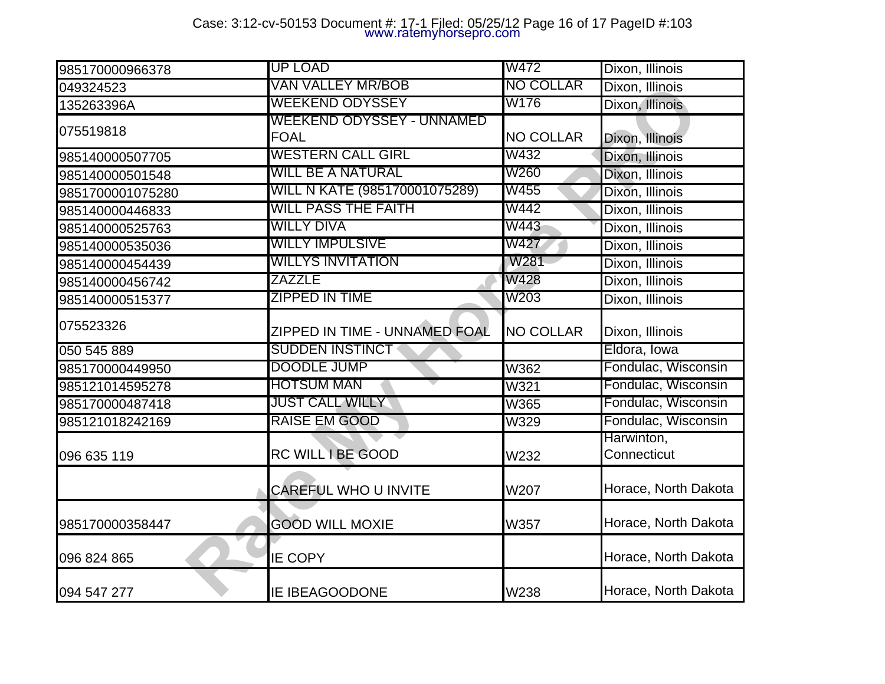| | | | |
|---|---|---|---|
| 985170000966378 | UP LOAD | W472 | Dixon, Illinois |
| 049324523 | VAN VALLEY MR/BOB | NO COLLAR | Dixon, Illinois |
| 135263396A | WEEKEND ODYSSEY | W176 | Dixon, Illinois |
| 075519818 | WEEKEND ODYSSEY - UNNAMED FOAL | NO COLLAR | Dixon, Illinois |
| 985140000507705 | WESTERN CALL GIRL | W432 | Dixon, Illinois |
| 985140000501548 | WILL BE A NATURAL | W260 | Dixon, Illinois |
| 9851700001075280 | WILL N KATE (985170001075289) | W455 | Dixon, Illinois |
| 985140000446833 | WILL PASS THE FAITH | W442 | Dixon, Illinois |
| 985140000525763 | WILLY DIVA | W443 | Dixon, Illinois |
| 985140000535036 | WILLY IMPULSIVE | W427 | Dixon, Illinois |
| 985140000454439 | WILLYS INVITATION | W281 | Dixon, Illinois |
| 985140000456742 | ZAZZLE | W428 | Dixon, Illinois |
| 985140000515377 | ZIPPED IN TIME | W203 | Dixon, Illinois |
| 075523326 | ZIPPED IN TIME - UNNAMED FOAL | NO COLLAR | Dixon, Illinois |
| 050 545 889 | SUDDEN INSTINCT | | Eldora, Iowa |
| 985170000449950 | DOODLE JUMP | W362 | Fondulac, Wisconsin |
| 985121014595278 | HOTSUM MAN | W321 | Fondulac, Wisconsin |
| 985170000487418 | JUST CALL WILLY | W365 | Fondulac, Wisconsin |
| 985121018242169 | RAISE EM GOOD | W329 | Fondulac, Wisconsin |
| 096 635 119 | RC WILL I BE GOOD | W232 | Harwinton, Connecticut |
| | CAREFUL WHO U INVITE | W207 | Horace, North Dakota |
| 985170000358447 | GOOD WILL MOXIE | W357 | Horace, North Dakota |
| 096 824 865 | IE COPY | | Horace, North Dakota |
| 094 547 277 | IE IBEAGOODONE | W238 | Horace, North Dakota |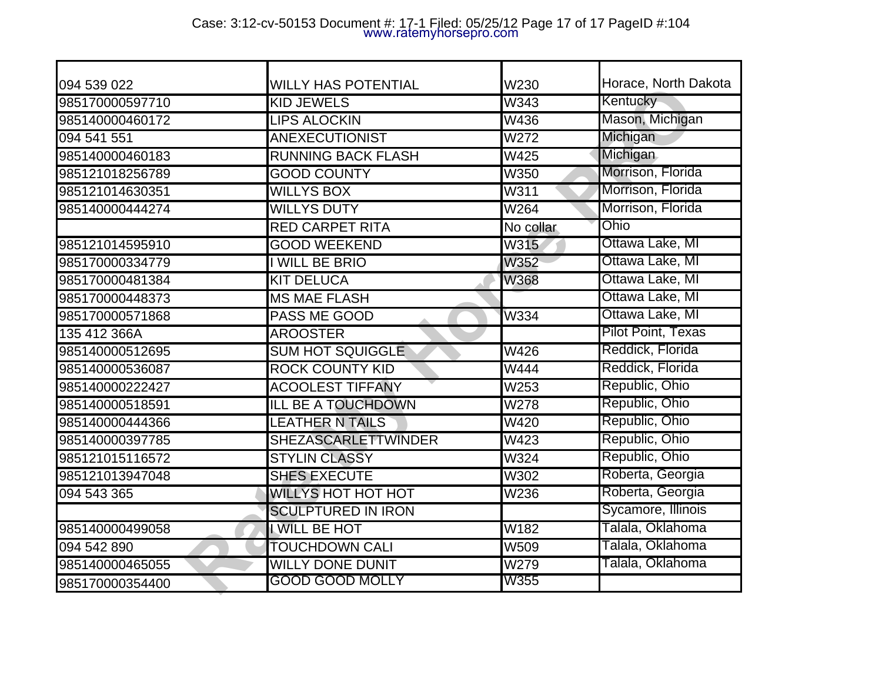| | | | |
|---|---|---|---|
| 094 539 022 | WILLY HAS POTENTIAL | W230 | Horace, North Dakota |
| 985170000597710 | KID JEWELS | W343 | Kentucky |
| 985140000460172 | LIPS ALOCKIN | W436 | Mason, Michigan |
| 094 541 551 | ANEXECUTIONIST | W272 | Michigan |
| 985140000460183 | RUNNING BACK FLASH | W425 | Michigan |
| 985121018256789 | GOOD COUNTY | W350 | Morrison, Florida |
| 985121014630351 | WILLYS BOX | W311 | Morrison, Florida |
| 985140000444274 | WILLYS DUTY | W264 | Morrison, Florida |
| | RED CARPET RITA | No collar | Ohio |
| 985121014595910 | GOOD WEEKEND | W315 | Ottawa Lake, MI |
| 985170000334779 | I WILL BE BRIO | W352 | Ottawa Lake, MI |
| 985170000481384 | KIT DELUCA | W368 | Ottawa Lake, MI |
| 985170000448373 | MS MAE FLASH | | Ottawa Lake, MI |
| 985170000571868 | PASS ME GOOD | W334 | Ottawa Lake, MI |
| 135 412 366A | AROOSTER | | Pilot Point, Texas |
| 985140000512695 | SUM HOT SQUIGGLE | W426 | Reddick, Florida |
| 985140000536087 | ROCK COUNTY KID | W444 | Reddick, Florida |
| 985140000222427 | ACOOLEST TIFFANY | W253 | Republic, Ohio |
| 985140000518591 | ILL BE A TOUCHDOWN | W278 | Republic, Ohio |
| 985140000444366 | LEATHER N TAILS | W420 | Republic, Ohio |
| 985140000397785 | SHEZASCARLETTWINDER | W423 | Republic, Ohio |
| 985121015116572 | STYLIN CLASSY | W324 | Republic, Ohio |
| 985121013947048 | SHES EXECUTE | W302 | Roberta, Georgia |
| 094 543 365 | WILLYS HOT HOT HOT | W236 | Roberta, Georgia |
| | SCULPTURED IN IRON | | Sycamore, Illinois |
| 985140000499058 | I WILL BE HOT | W182 | Talala, Oklahoma |
| 094 542 890 | TOUCHDOWN CALI | W509 | Talala, Oklahoma |
| 985140000465055 | WILLY DONE DUNIT | W279 | Talala, Oklahoma |
| 985170000354400 | GOOD GOOD MOLLY | W355 | |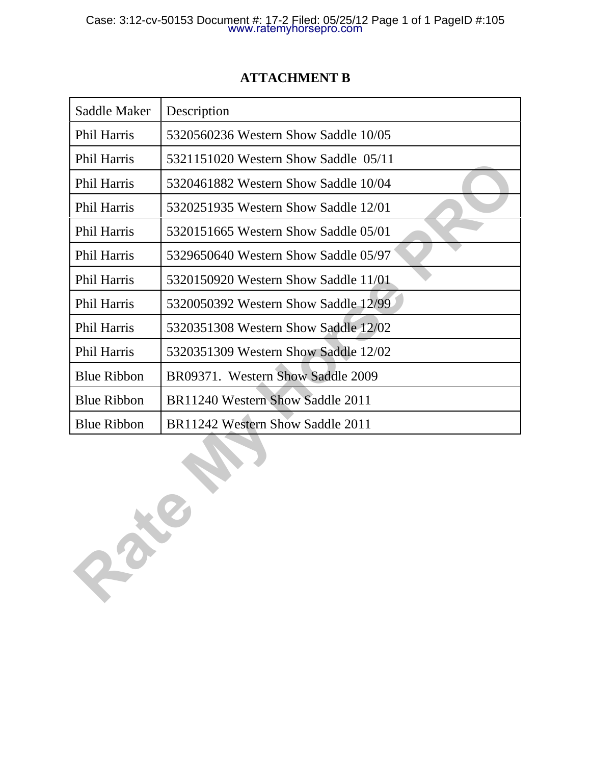# ATTACHMENT B

| Saddle Maker | Description |
|---|---|
| Phil Harris | 5320560236 Western Show Saddle 10/05 |
| Phil Harris | 5321151020 Western Show Saddle 05/11 |
| Phil Harris | 5320461882 Western Show Saddle 10/04 |
| Phil Harris | 5320251935 Western Show Saddle 12/01 |
| Phil Harris | 5320151665 Western Show Saddle 05/01 |
| Phil Harris | 5329650640 Western Show Saddle 05/97 |
| Phil Harris | 5320150920 Western Show Saddle 11/01 |
| Phil Harris | 5320050392 Western Show Saddle 12/99 |
| Phil Harris | 5320351308 Western Show Saddle 12/02 |
| Phil Harris | 5320351309 Western Show Saddle 12/02 |
| Blue Ribbon | BR09371. Western Show Saddle 2009 |
| Blue Ribbon | BR11240 Western Show Saddle 2011 |
| Blue Ribbon | BR11242 Western Show Saddle 2011 |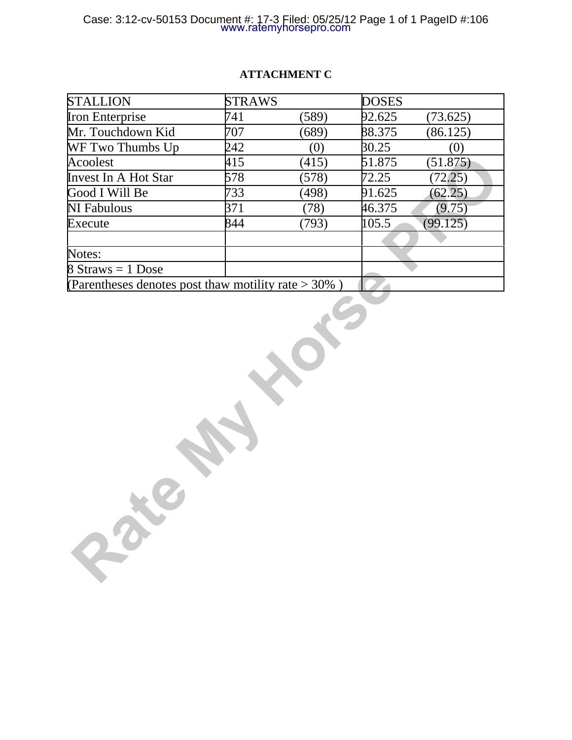**ATTACHMENT C**

| STALLION | STRAWS | | DOSES | |
|---|---|---|---|---|
| Iron Enterprise | 741 | (589) | 92.625 | (73.625) |
| Mr. Touchdown Kid | 707 | (689) | 88.375 | (86.125) |
| WF Two Thumbs Up | 242 | (0) | 30.25 | (0) |
| Acoolest | 415 | (415) | 51.875 | (51.875) |
| Invest In A Hot Star | 578 | (578) | 72.25 | (72.25) |
| Good I Will Be | 733 | (498) | 91.625 | (62.25) |
| NI Fabulous | 371 | (78) | 46.375 | (9.75) |
| Execute | 844 | (793) | 105.5 | (99.125) |
| | | | | |
| Notes: | | | | |
| 8 Straws = 1 Dose | | | | |
| (Parentheses denotes post thaw motility rate > 30% ) | | | | |